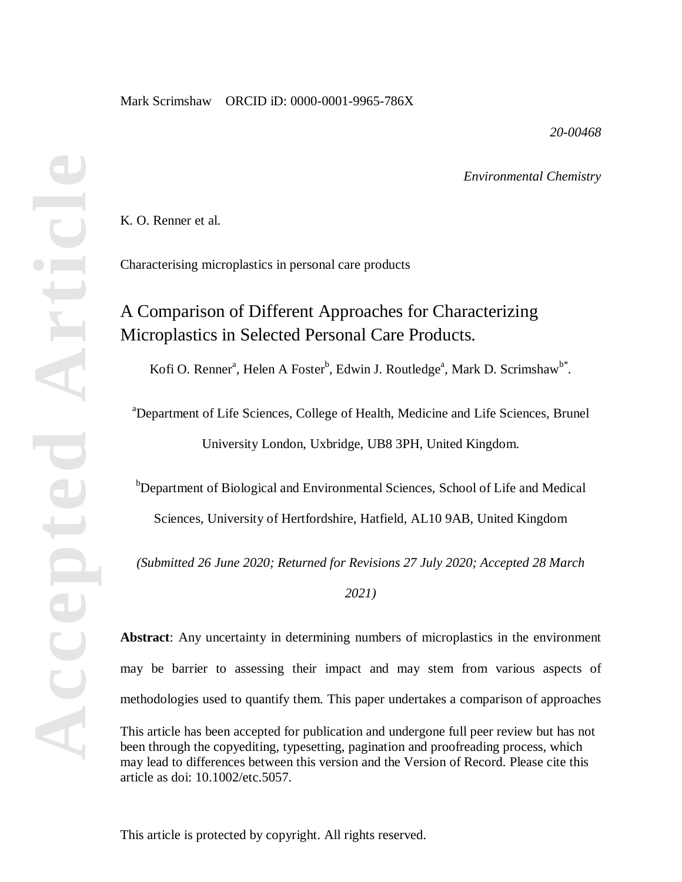Mark Scrimshaw ORCID iD: 0000-0001-9965-786X

*20-00468*

*Environmental Chemistry*

K. O. Renner et al.

Characterising microplastics in personal care products

# A Comparison of Different Approaches for Characterizing Microplastics in Selected Personal Care Products.

Kofi O. Renner[a], Helen A Foster[b], Edwin J. Routledge[a], Mark D. Scrimshaw[b*].

[a]Department of Life Sciences, College of Health, Medicine and Life Sciences, Brunel University London, Uxbridge, UB8 3PH, United Kingdom.

[b]Department of Biological and Environmental Sciences, School of Life and Medical Sciences, University of Hertfordshire, Hatfield, AL10 9AB, United Kingdom

*(Submitted 26 June 2020; Returned for Revisions 27 July 2020; Accepted 28 March 2021)*

**Abstract**: Any uncertainty in determining numbers of microplastics in the environment may be barrier to assessing their impact and may stem from various aspects of methodologies used to quantify them. This paper undertakes a comparison of approaches

This article has been accepted for publication and undergone full peer review but has not been through the copyediting, typesetting, pagination and proofreading process, which may lead to differences between this version and the Version of Record. Please cite this article as doi: 10.1002/etc.5057.

This article is protected by copyright. All rights reserved.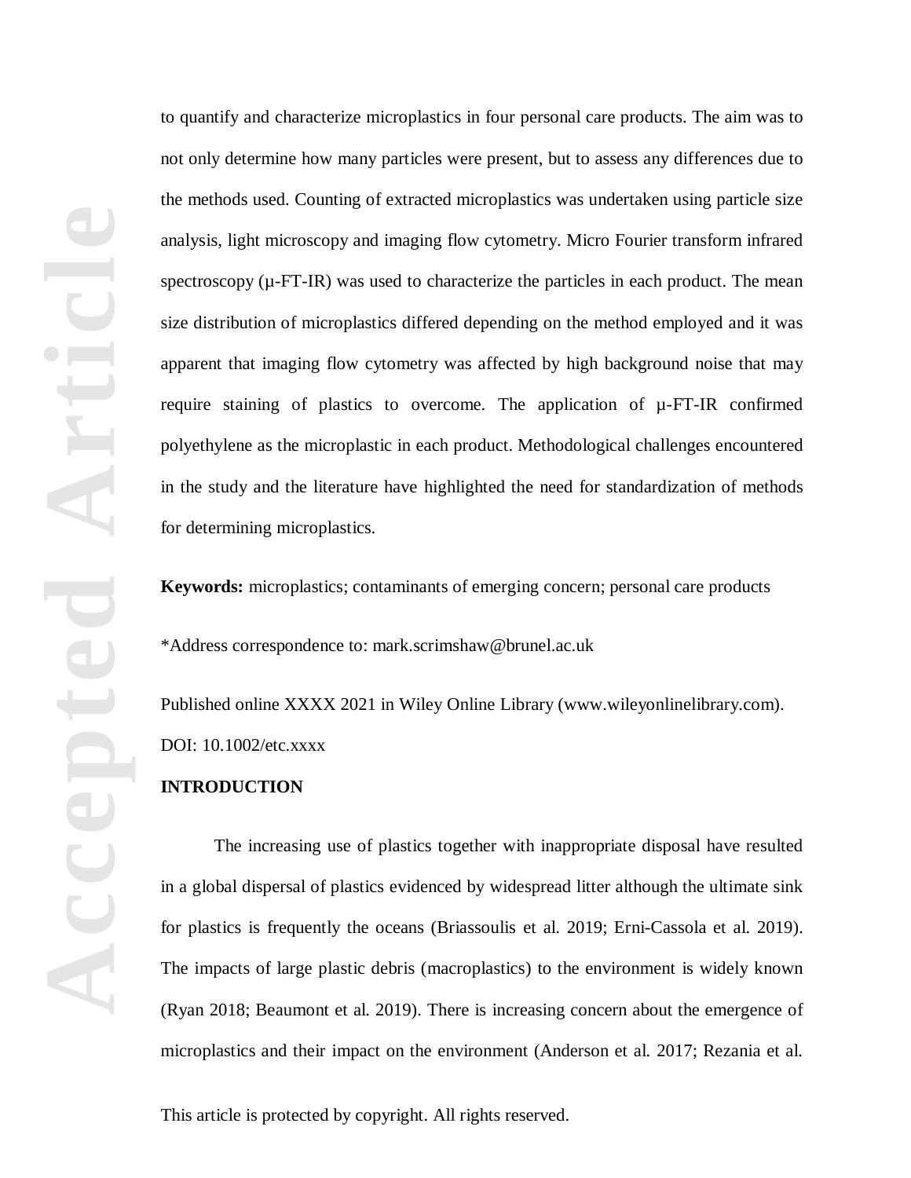to quantify and characterize microplastics in four personal care products. The aim was to not only determine how many particles were present, but to assess any differences due to the methods used. Counting of extracted microplastics was undertaken using particle size analysis, light microscopy and imaging flow cytometry. Micro Fourier transform infrared spectroscopy (µ-FT-IR) was used to characterize the particles in each product. The mean size distribution of microplastics differed depending on the method employed and it was apparent that imaging flow cytometry was affected by high background noise that may require staining of plastics to overcome. The application of µ-FT-IR confirmed polyethylene as the microplastic in each product. Methodological challenges encountered in the study and the literature have highlighted the need for standardization of methods for determining microplastics.

**Keywords:** microplastics; contaminants of emerging concern; personal care products

*Address correspondence to: mark.scrimshaw@brunel.ac.uk

Published online XXXX 2021 in Wiley Online Library (www.wileyonlinelibrary.com).

DOI: 10.1002/etc.xxxx

## INTRODUCTION

The increasing use of plastics together with inappropriate disposal have resulted in a global dispersal of plastics evidenced by widespread litter although the ultimate sink for plastics is frequently the oceans (Briassoulis et al. 2019; Erni-Cassola et al. 2019). The impacts of large plastic debris (macroplastics) to the environment is widely known (Ryan 2018; Beaumont et al. 2019). There is increasing concern about the emergence of microplastics and their impact on the environment (Anderson et al. 2017; Rezania et al.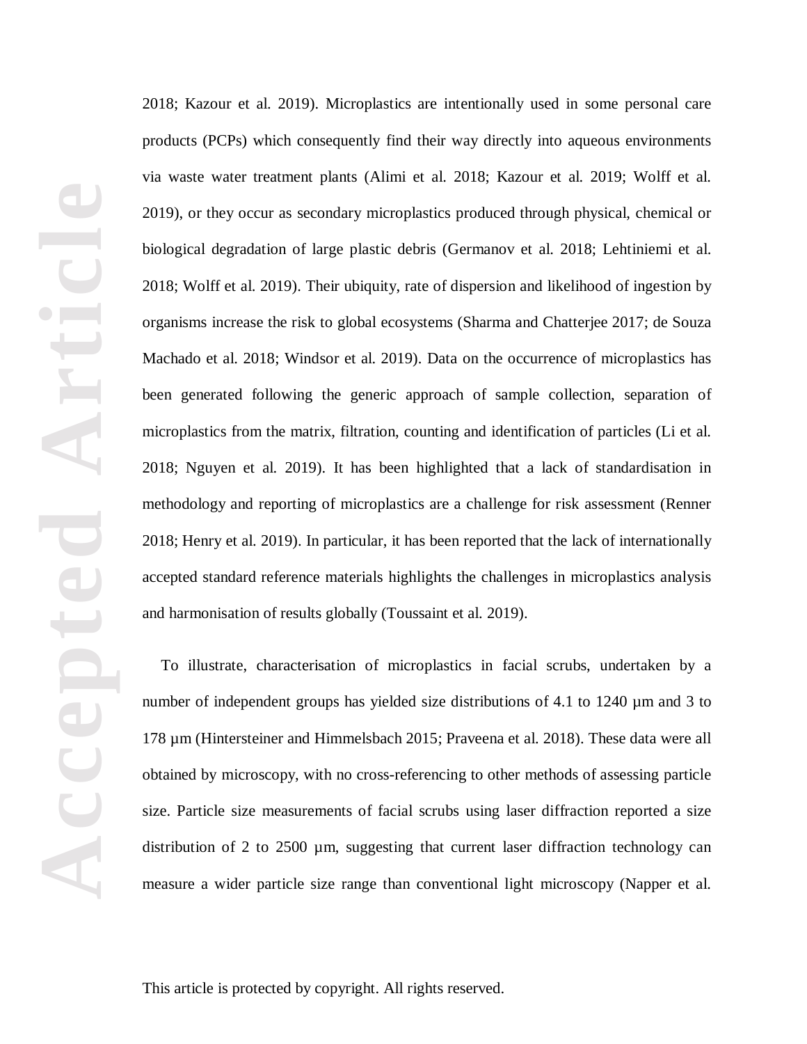2018; Kazour et al. 2019). Microplastics are intentionally used in some personal care products (PCPs) which consequently find their way directly into aqueous environments via waste water treatment plants (Alimi et al. 2018; Kazour et al. 2019; Wolff et al. 2019), or they occur as secondary microplastics produced through physical, chemical or biological degradation of large plastic debris (Germanov et al. 2018; Lehtiniemi et al. 2018; Wolff et al. 2019). Their ubiquity, rate of dispersion and likelihood of ingestion by organisms increase the risk to global ecosystems (Sharma and Chatterjee 2017; de Souza Machado et al. 2018; Windsor et al. 2019). Data on the occurrence of microplastics has been generated following the generic approach of sample collection, separation of microplastics from the matrix, filtration, counting and identification of particles (Li et al. 2018; Nguyen et al. 2019). It has been highlighted that a lack of standardisation in methodology and reporting of microplastics are a challenge for risk assessment (Renner 2018; Henry et al. 2019). In particular, it has been reported that the lack of internationally accepted standard reference materials highlights the challenges in microplastics analysis and harmonisation of results globally (Toussaint et al. 2019).

To illustrate, characterisation of microplastics in facial scrubs, undertaken by a number of independent groups has yielded size distributions of 4.1 to 1240 µm and 3 to 178 µm (Hintersteiner and Himmelsbach 2015; Praveena et al. 2018). These data were all obtained by microscopy, with no cross-referencing to other methods of assessing particle size. Particle size measurements of facial scrubs using laser diffraction reported a size distribution of 2 to 2500 µm, suggesting that current laser diffraction technology can measure a wider particle size range than conventional light microscopy (Napper et al.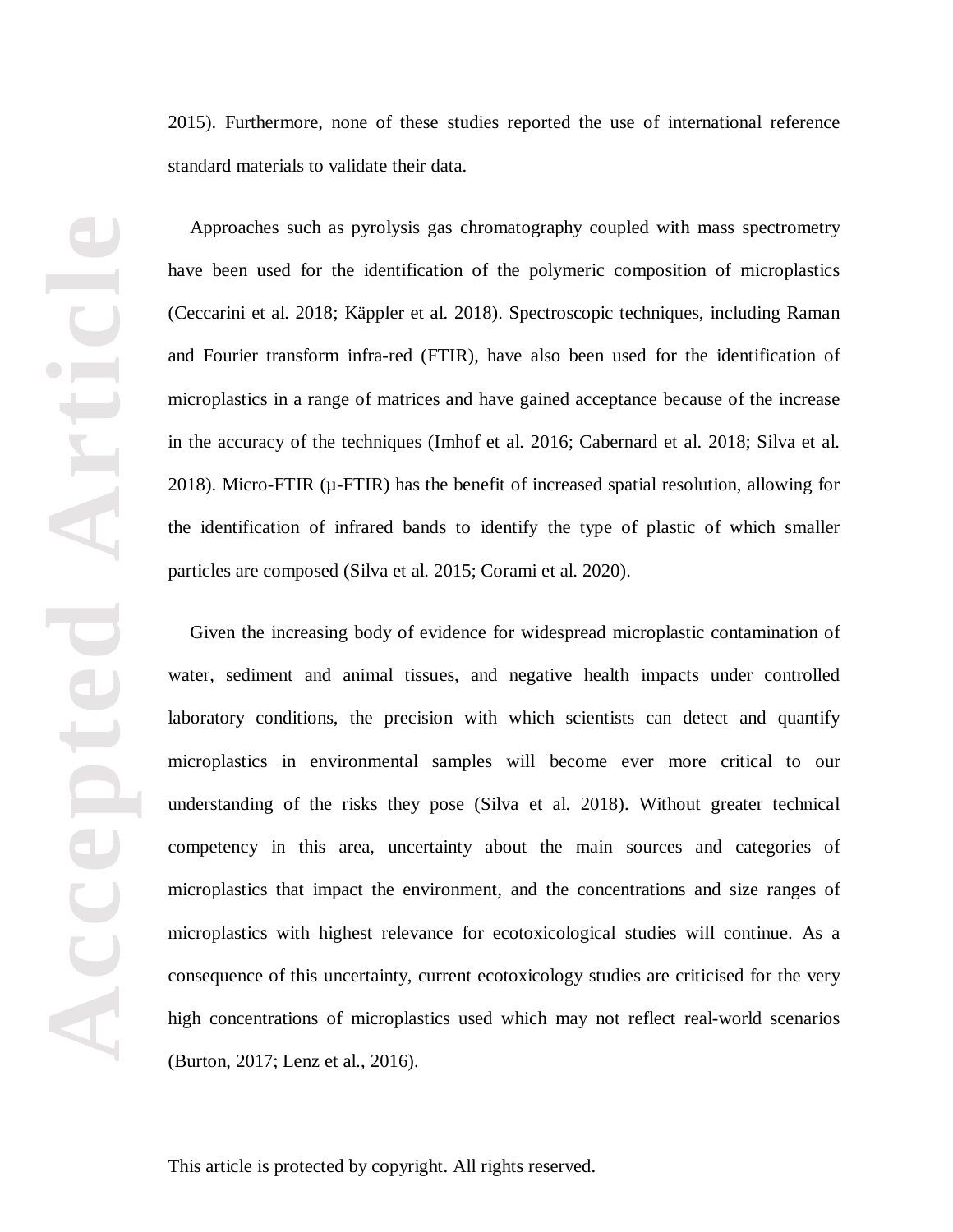2015). Furthermore, none of these studies reported the use of international reference standard materials to validate their data.

Approaches such as pyrolysis gas chromatography coupled with mass spectrometry have been used for the identification of the polymeric composition of microplastics (Ceccarini et al. 2018; Käppler et al. 2018). Spectroscopic techniques, including Raman and Fourier transform infra-red (FTIR), have also been used for the identification of microplastics in a range of matrices and have gained acceptance because of the increase in the accuracy of the techniques (Imhof et al. 2016; Cabernard et al. 2018; Silva et al. 2018). Micro-FTIR (μ-FTIR) has the benefit of increased spatial resolution, allowing for the identification of infrared bands to identify the type of plastic of which smaller particles are composed (Silva et al. 2015; Corami et al. 2020).

Given the increasing body of evidence for widespread microplastic contamination of water, sediment and animal tissues, and negative health impacts under controlled laboratory conditions, the precision with which scientists can detect and quantify microplastics in environmental samples will become ever more critical to our understanding of the risks they pose (Silva et al. 2018). Without greater technical competency in this area, uncertainty about the main sources and categories of microplastics that impact the environment, and the concentrations and size ranges of microplastics with highest relevance for ecotoxicological studies will continue. As a consequence of this uncertainty, current ecotoxicology studies are criticised for the very high concentrations of microplastics used which may not reflect real-world scenarios (Burton, 2017; Lenz et al., 2016).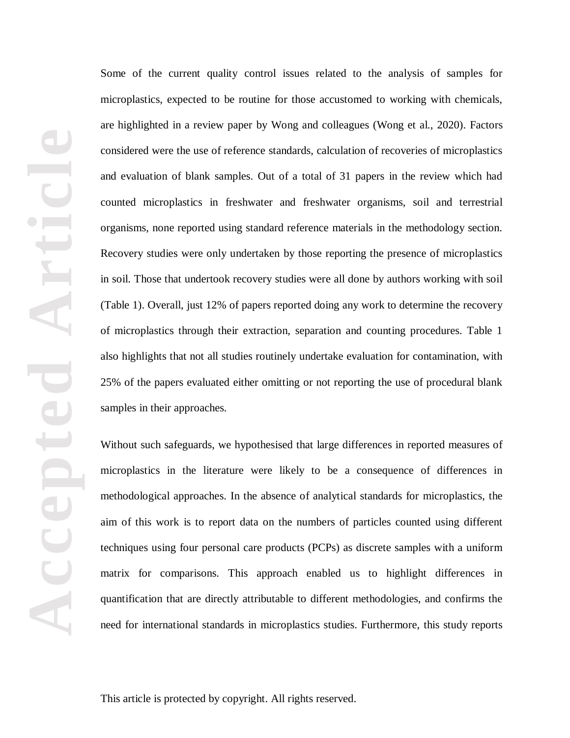Some of the current quality control issues related to the analysis of samples for microplastics, expected to be routine for those accustomed to working with chemicals, are highlighted in a review paper by Wong and colleagues (Wong et al., 2020). Factors considered were the use of reference standards, calculation of recoveries of microplastics and evaluation of blank samples. Out of a total of 31 papers in the review which had counted microplastics in freshwater and freshwater organisms, soil and terrestrial organisms, none reported using standard reference materials in the methodology section. Recovery studies were only undertaken by those reporting the presence of microplastics in soil. Those that undertook recovery studies were all done by authors working with soil (Table 1). Overall, just 12% of papers reported doing any work to determine the recovery of microplastics through their extraction, separation and counting procedures. Table 1 also highlights that not all studies routinely undertake evaluation for contamination, with 25% of the papers evaluated either omitting or not reporting the use of procedural blank samples in their approaches.

Without such safeguards, we hypothesised that large differences in reported measures of microplastics in the literature were likely to be a consequence of differences in methodological approaches. In the absence of analytical standards for microplastics, the aim of this work is to report data on the numbers of particles counted using different techniques using four personal care products (PCPs) as discrete samples with a uniform matrix for comparisons. This approach enabled us to highlight differences in quantification that are directly attributable to different methodologies, and confirms the need for international standards in microplastics studies. Furthermore, this study reports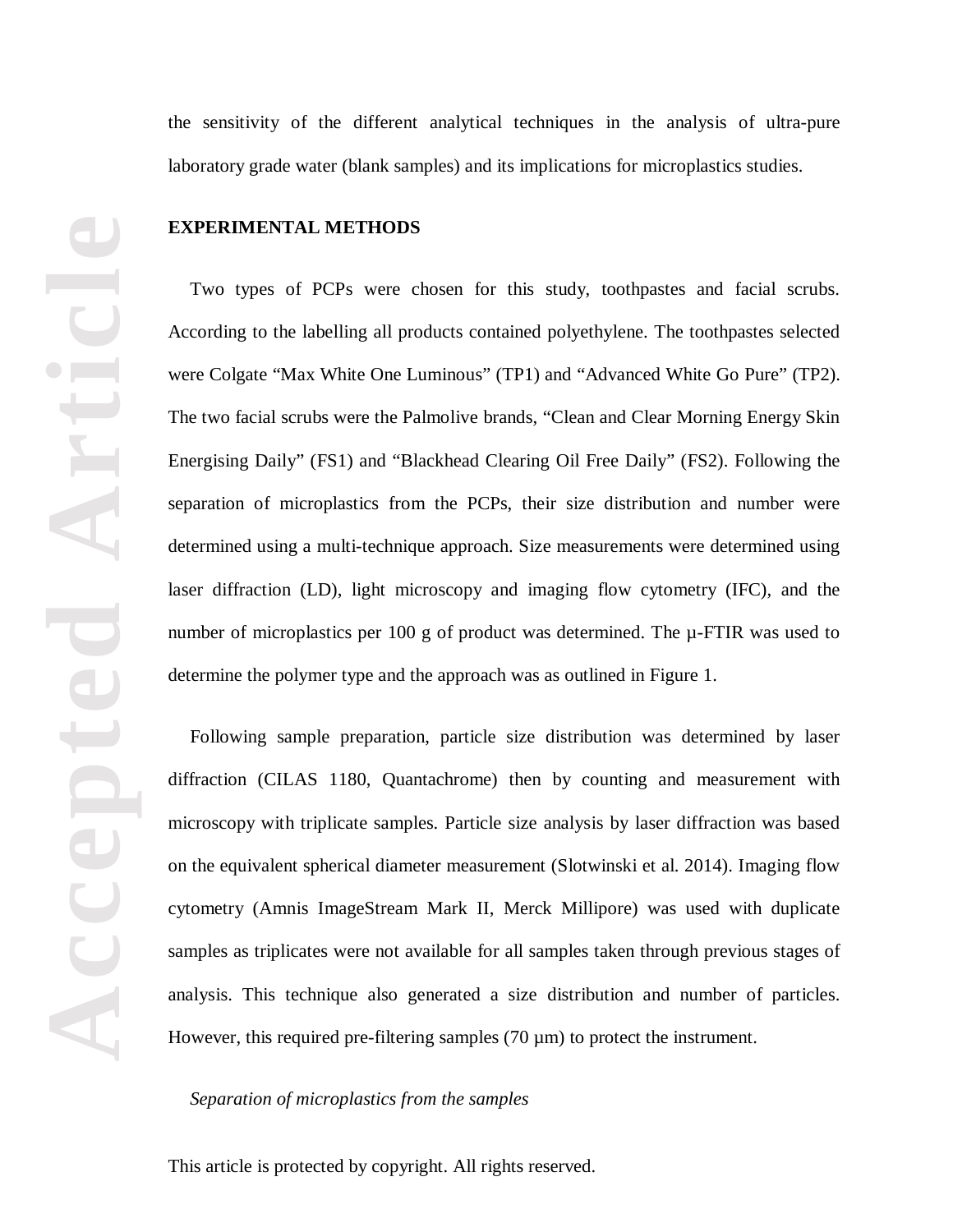the sensitivity of the different analytical techniques in the analysis of ultra-pure laboratory grade water (blank samples) and its implications for microplastics studies.

## EXPERIMENTAL METHODS

Two types of PCPs were chosen for this study, toothpastes and facial scrubs. According to the labelling all products contained polyethylene. The toothpastes selected were Colgate "Max White One Luminous" (TP1) and "Advanced White Go Pure" (TP2). The two facial scrubs were the Palmolive brands, "Clean and Clear Morning Energy Skin Energising Daily" (FS1) and "Blackhead Clearing Oil Free Daily" (FS2). Following the separation of microplastics from the PCPs, their size distribution and number were determined using a multi-technique approach. Size measurements were determined using laser diffraction (LD), light microscopy and imaging flow cytometry (IFC), and the number of microplastics per 100 g of product was determined. The µ-FTIR was used to determine the polymer type and the approach was as outlined in Figure 1.

Following sample preparation, particle size distribution was determined by laser diffraction (CILAS 1180, Quantachrome) then by counting and measurement with microscopy with triplicate samples. Particle size analysis by laser diffraction was based on the equivalent spherical diameter measurement (Slotwinski et al. 2014). Imaging flow cytometry (Amnis ImageStream Mark II, Merck Millipore) was used with duplicate samples as triplicates were not available for all samples taken through previous stages of analysis. This technique also generated a size distribution and number of particles. However, this required pre-filtering samples (70 µm) to protect the instrument.

### *Separation of microplastics from the samples*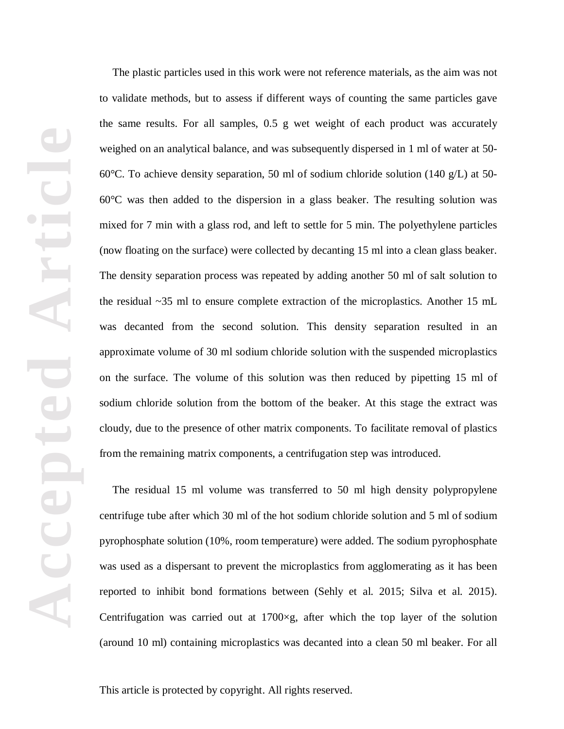The plastic particles used in this work were not reference materials, as the aim was not to validate methods, but to assess if different ways of counting the same particles gave the same results. For all samples, 0.5 g wet weight of each product was accurately weighed on an analytical balance, and was subsequently dispersed in 1 ml of water at 50-60°C. To achieve density separation, 50 ml of sodium chloride solution (140 g/L) at 50-60°C was then added to the dispersion in a glass beaker. The resulting solution was mixed for 7 min with a glass rod, and left to settle for 5 min. The polyethylene particles (now floating on the surface) were collected by decanting 15 ml into a clean glass beaker. The density separation process was repeated by adding another 50 ml of salt solution to the residual ~35 ml to ensure complete extraction of the microplastics. Another 15 mL was decanted from the second solution. This density separation resulted in an approximate volume of 30 ml sodium chloride solution with the suspended microplastics on the surface. The volume of this solution was then reduced by pipetting 15 ml of sodium chloride solution from the bottom of the beaker. At this stage the extract was cloudy, due to the presence of other matrix components. To facilitate removal of plastics from the remaining matrix components, a centrifugation step was introduced.

The residual 15 ml volume was transferred to 50 ml high density polypropylene centrifuge tube after which 30 ml of the hot sodium chloride solution and 5 ml of sodium pyrophosphate solution (10%, room temperature) were added. The sodium pyrophosphate was used as a dispersant to prevent the microplastics from agglomerating as it has been reported to inhibit bond formations between (Sehly et al. 2015; Silva et al. 2015). Centrifugation was carried out at 1700×g, after which the top layer of the solution (around 10 ml) containing microplastics was decanted into a clean 50 ml beaker. For all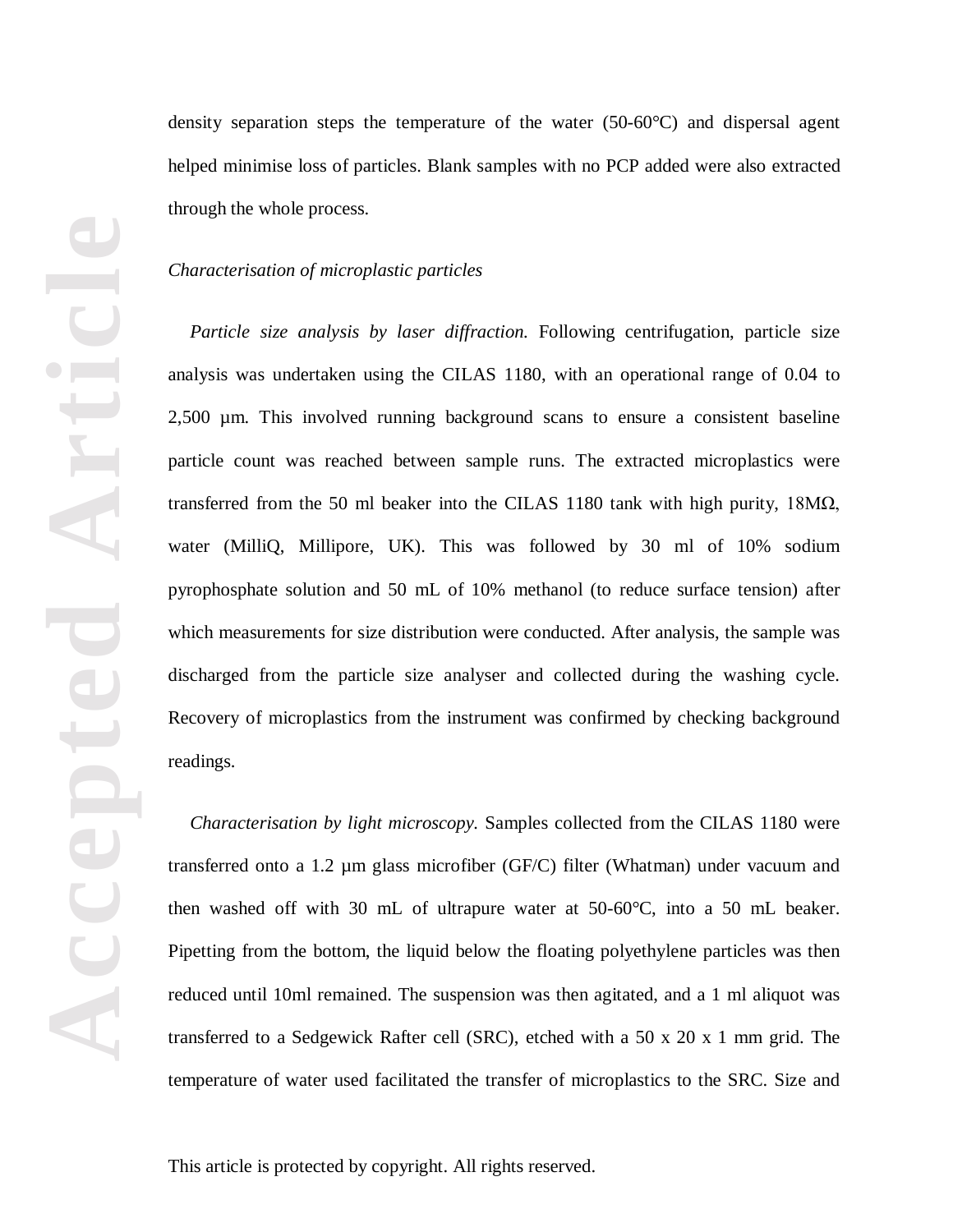density separation steps the temperature of the water (50-60°C) and dispersal agent helped minimise loss of particles. Blank samples with no PCP added were also extracted through the whole process.

### *Characterisation of microplastic particles*

*Particle size analysis by laser diffraction.* Following centrifugation, particle size analysis was undertaken using the CILAS 1180, with an operational range of 0.04 to 2,500 µm. This involved running background scans to ensure a consistent baseline particle count was reached between sample runs. The extracted microplastics were transferred from the 50 ml beaker into the CILAS 1180 tank with high purity, 18MΩ, water (MilliQ, Millipore, UK). This was followed by 30 ml of 10% sodium pyrophosphate solution and 50 mL of 10% methanol (to reduce surface tension) after which measurements for size distribution were conducted. After analysis, the sample was discharged from the particle size analyser and collected during the washing cycle. Recovery of microplastics from the instrument was confirmed by checking background readings.

*Characterisation by light microscopy.* Samples collected from the CILAS 1180 were transferred onto a 1.2 µm glass microfiber (GF/C) filter (Whatman) under vacuum and then washed off with 30 mL of ultrapure water at 50-60°C, into a 50 mL beaker. Pipetting from the bottom, the liquid below the floating polyethylene particles was then reduced until 10ml remained. The suspension was then agitated, and a 1 ml aliquot was transferred to a Sedgewick Rafter cell (SRC), etched with a 50 x 20 x 1 mm grid. The temperature of water used facilitated the transfer of microplastics to the SRC. Size and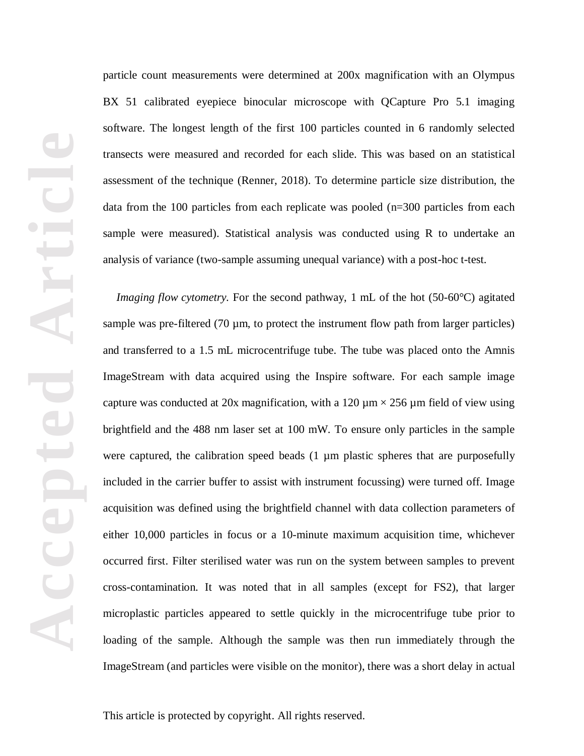particle count measurements were determined at 200x magnification with an Olympus BX 51 calibrated eyepiece binocular microscope with QCapture Pro 5.1 imaging software. The longest length of the first 100 particles counted in 6 randomly selected transects were measured and recorded for each slide. This was based on an statistical assessment of the technique (Renner, 2018). To determine particle size distribution, the data from the 100 particles from each replicate was pooled (n=300 particles from each sample were measured). Statistical analysis was conducted using R to undertake an analysis of variance (two-sample assuming unequal variance) with a post-hoc t-test.

*Imaging flow cytometry.* For the second pathway, 1 mL of the hot (50-60°C) agitated sample was pre-filtered (70 µm, to protect the instrument flow path from larger particles) and transferred to a 1.5 mL microcentrifuge tube. The tube was placed onto the Amnis ImageStream with data acquired using the Inspire software. For each sample image capture was conducted at 20x magnification, with a 120 µm × 256 µm field of view using brightfield and the 488 nm laser set at 100 mW. To ensure only particles in the sample were captured, the calibration speed beads (1 µm plastic spheres that are purposefully included in the carrier buffer to assist with instrument focussing) were turned off. Image acquisition was defined using the brightfield channel with data collection parameters of either 10,000 particles in focus or a 10-minute maximum acquisition time, whichever occurred first. Filter sterilised water was run on the system between samples to prevent cross-contamination. It was noted that in all samples (except for FS2), that larger microplastic particles appeared to settle quickly in the microcentrifuge tube prior to loading of the sample. Although the sample was then run immediately through the ImageStream (and particles were visible on the monitor), there was a short delay in actual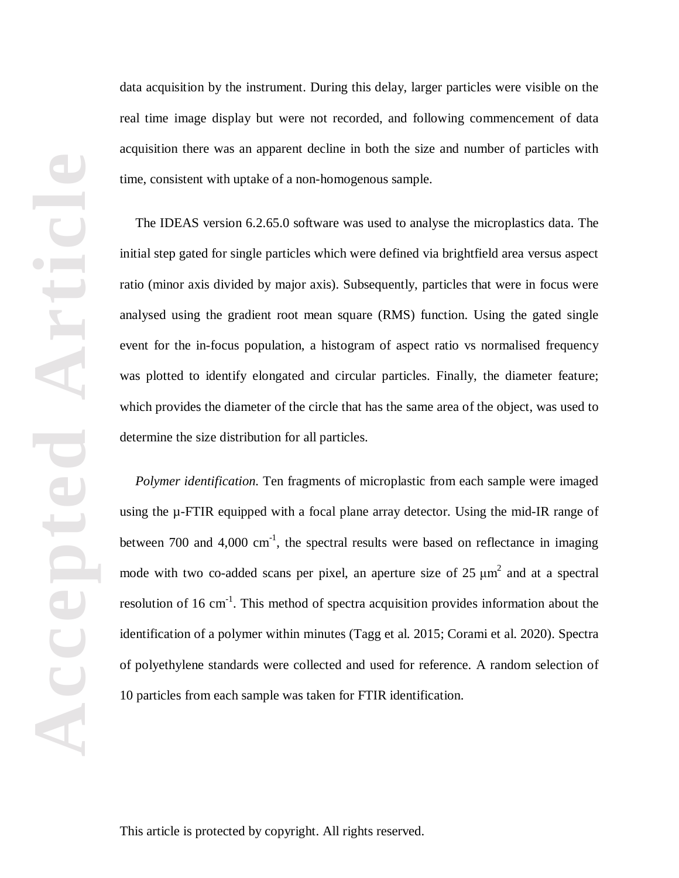data acquisition by the instrument. During this delay, larger particles were visible on the real time image display but were not recorded, and following commencement of data acquisition there was an apparent decline in both the size and number of particles with time, consistent with uptake of a non-homogenous sample.

The IDEAS version 6.2.65.0 software was used to analyse the microplastics data. The initial step gated for single particles which were defined via brightfield area versus aspect ratio (minor axis divided by major axis). Subsequently, particles that were in focus were analysed using the gradient root mean square (RMS) function. Using the gated single event for the in-focus population, a histogram of aspect ratio vs normalised frequency was plotted to identify elongated and circular particles. Finally, the diameter feature; which provides the diameter of the circle that has the same area of the object, was used to determine the size distribution for all particles.

*Polymer identification.* Ten fragments of microplastic from each sample were imaged using the µ-FTIR equipped with a focal plane array detector. Using the mid-IR range of between 700 and 4,000 $cm^{-1}$, the spectral results were based on reflectance in imaging mode with two co-added scans per pixel, an aperture size of 25 $\mu m^2$ and at a spectral resolution of 16 $cm^{-1}$. This method of spectra acquisition provides information about the identification of a polymer within minutes (Tagg et al. 2015; Corami et al. 2020). Spectra of polyethylene standards were collected and used for reference. A random selection of 10 particles from each sample was taken for FTIR identification.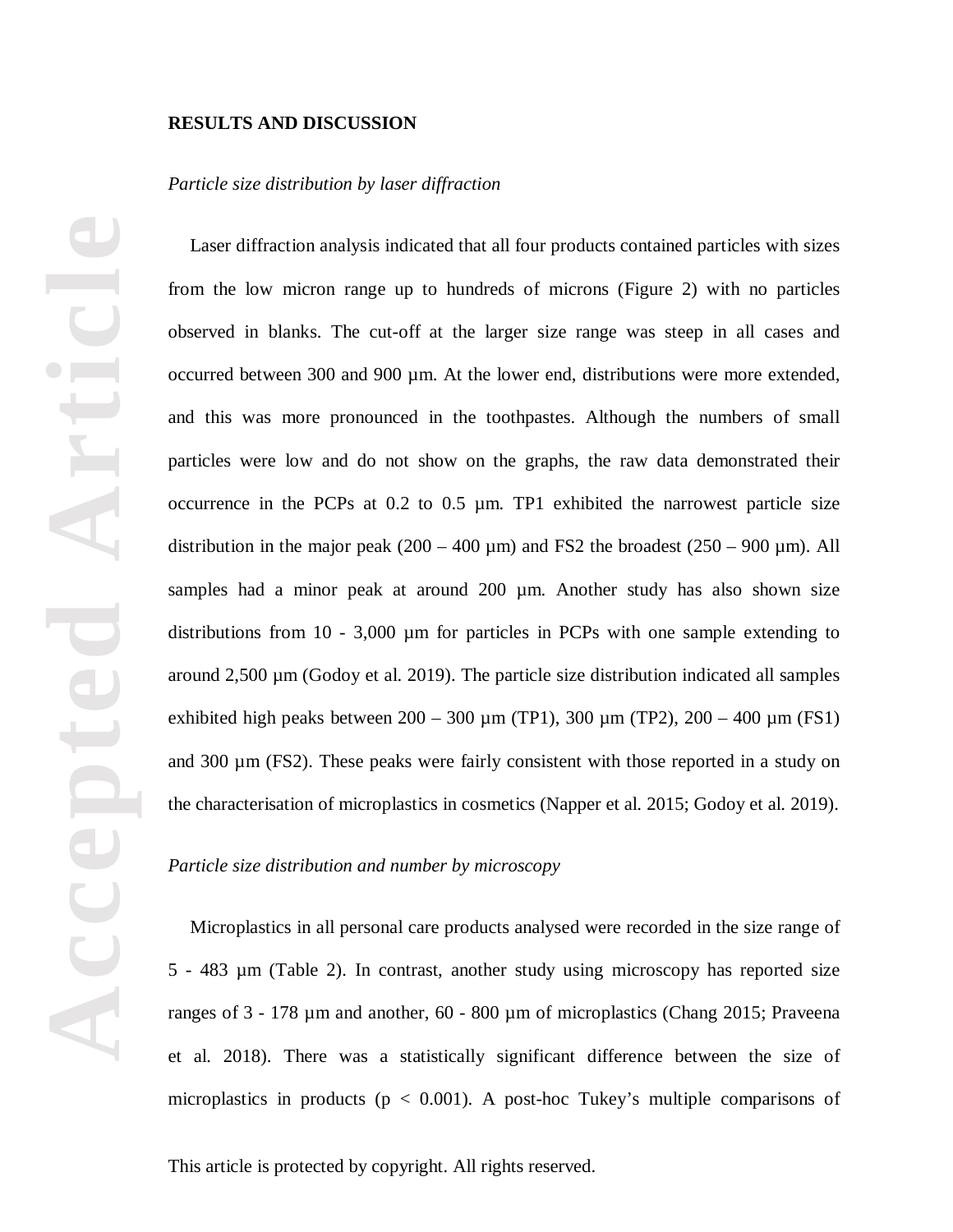## RESULTS AND DISCUSSION

*Particle size distribution by laser diffraction*

Laser diffraction analysis indicated that all four products contained particles with sizes from the low micron range up to hundreds of microns (Figure 2) with no particles observed in blanks. The cut-off at the larger size range was steep in all cases and occurred between 300 and 900 µm. At the lower end, distributions were more extended, and this was more pronounced in the toothpastes. Although the numbers of small particles were low and do not show on the graphs, the raw data demonstrated their occurrence in the PCPs at 0.2 to 0.5 µm. TP1 exhibited the narrowest particle size distribution in the major peak (200 – 400 µm) and FS2 the broadest (250 – 900 µm). All samples had a minor peak at around 200 µm. Another study has also shown size distributions from 10 - 3,000 µm for particles in PCPs with one sample extending to around 2,500 µm (Godoy et al. 2019). The particle size distribution indicated all samples exhibited high peaks between 200 – 300 µm (TP1), 300 µm (TP2), 200 – 400 µm (FS1) and 300 µm (FS2). These peaks were fairly consistent with those reported in a study on the characterisation of microplastics in cosmetics (Napper et al. 2015; Godoy et al. 2019).

*Particle size distribution and number by microscopy*

Microplastics in all personal care products analysed were recorded in the size range of 5 - 483 µm (Table 2). In contrast, another study using microscopy has reported size ranges of 3 - 178 µm and another, 60 - 800 µm of microplastics (Chang 2015; Praveena et al. 2018). There was a statistically significant difference between the size of microplastics in products ($p < 0.001$). A post-hoc Tukey's multiple comparisons of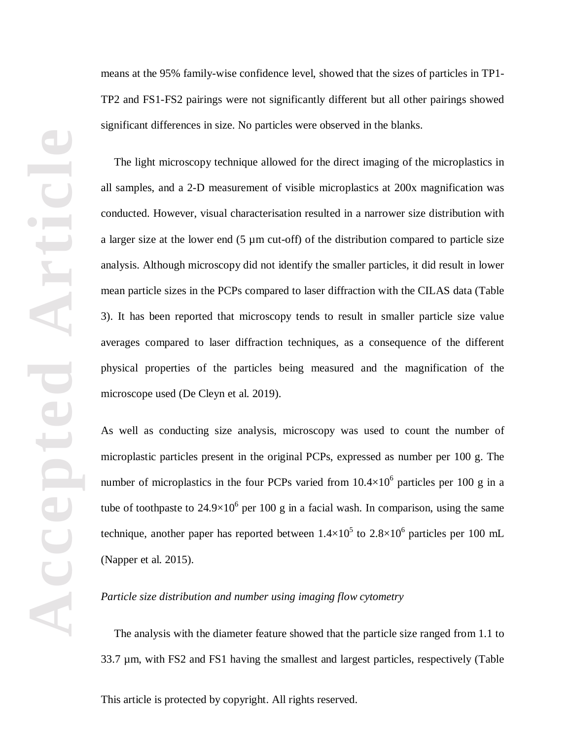means at the 95% family-wise confidence level, showed that the sizes of particles in TP1-TP2 and FS1-FS2 pairings were not significantly different but all other pairings showed significant differences in size. No particles were observed in the blanks.

The light microscopy technique allowed for the direct imaging of the microplastics in all samples, and a 2-D measurement of visible microplastics at 200x magnification was conducted. However, visual characterisation resulted in a narrower size distribution with a larger size at the lower end (5 µm cut-off) of the distribution compared to particle size analysis. Although microscopy did not identify the smaller particles, it did result in lower mean particle sizes in the PCPs compared to laser diffraction with the CILAS data (Table 3). It has been reported that microscopy tends to result in smaller particle size value averages compared to laser diffraction techniques, as a consequence of the different physical properties of the particles being measured and the magnification of the microscope used (De Cleyn et al. 2019).

As well as conducting size analysis, microscopy was used to count the number of microplastic particles present in the original PCPs, expressed as number per 100 g. The number of microplastics in the four PCPs varied from $10.4\times10^6$ particles per 100 g in a tube of toothpaste to $24.9\times10^6$ per 100 g in a facial wash. In comparison, using the same technique, another paper has reported between $1.4\times10^5$ to $2.8\times10^6$ particles per 100 mL (Napper et al. 2015).

*Particle size distribution and number using imaging flow cytometry*

The analysis with the diameter feature showed that the particle size ranged from 1.1 to 33.7 µm, with FS2 and FS1 having the smallest and largest particles, respectively (Table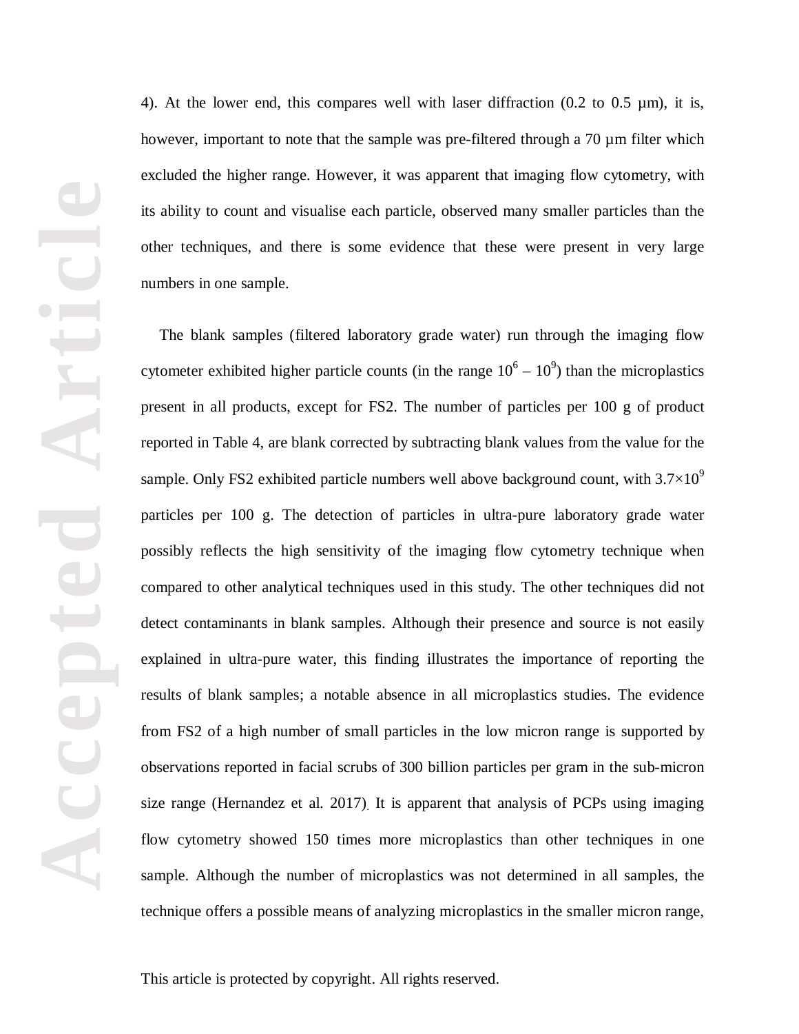4). At the lower end, this compares well with laser diffraction (0.2 to 0.5 µm), it is, however, important to note that the sample was pre-filtered through a 70 µm filter which excluded the higher range. However, it was apparent that imaging flow cytometry, with its ability to count and visualise each particle, observed many smaller particles than the other techniques, and there is some evidence that these were present in very large numbers in one sample.

The blank samples (filtered laboratory grade water) run through the imaging flow cytometer exhibited higher particle counts (in the range $10^6 – 10^9$) than the microplastics present in all products, except for FS2. The number of particles per 100 g of product reported in Table 4, are blank corrected by subtracting blank values from the value for the sample. Only FS2 exhibited particle numbers well above background count, with $3.7\times10^9$ particles per 100 g. The detection of particles in ultra-pure laboratory grade water possibly reflects the high sensitivity of the imaging flow cytometry technique when compared to other analytical techniques used in this study. The other techniques did not detect contaminants in blank samples. Although their presence and source is not easily explained in ultra-pure water, this finding illustrates the importance of reporting the results of blank samples; a notable absence in all microplastics studies. The evidence from FS2 of a high number of small particles in the low micron range is supported by observations reported in facial scrubs of 300 billion particles per gram in the sub-micron size range (Hernandez et al. 2017). It is apparent that analysis of PCPs using imaging flow cytometry showed 150 times more microplastics than other techniques in one sample. Although the number of microplastics was not determined in all samples, the technique offers a possible means of analyzing microplastics in the smaller micron range,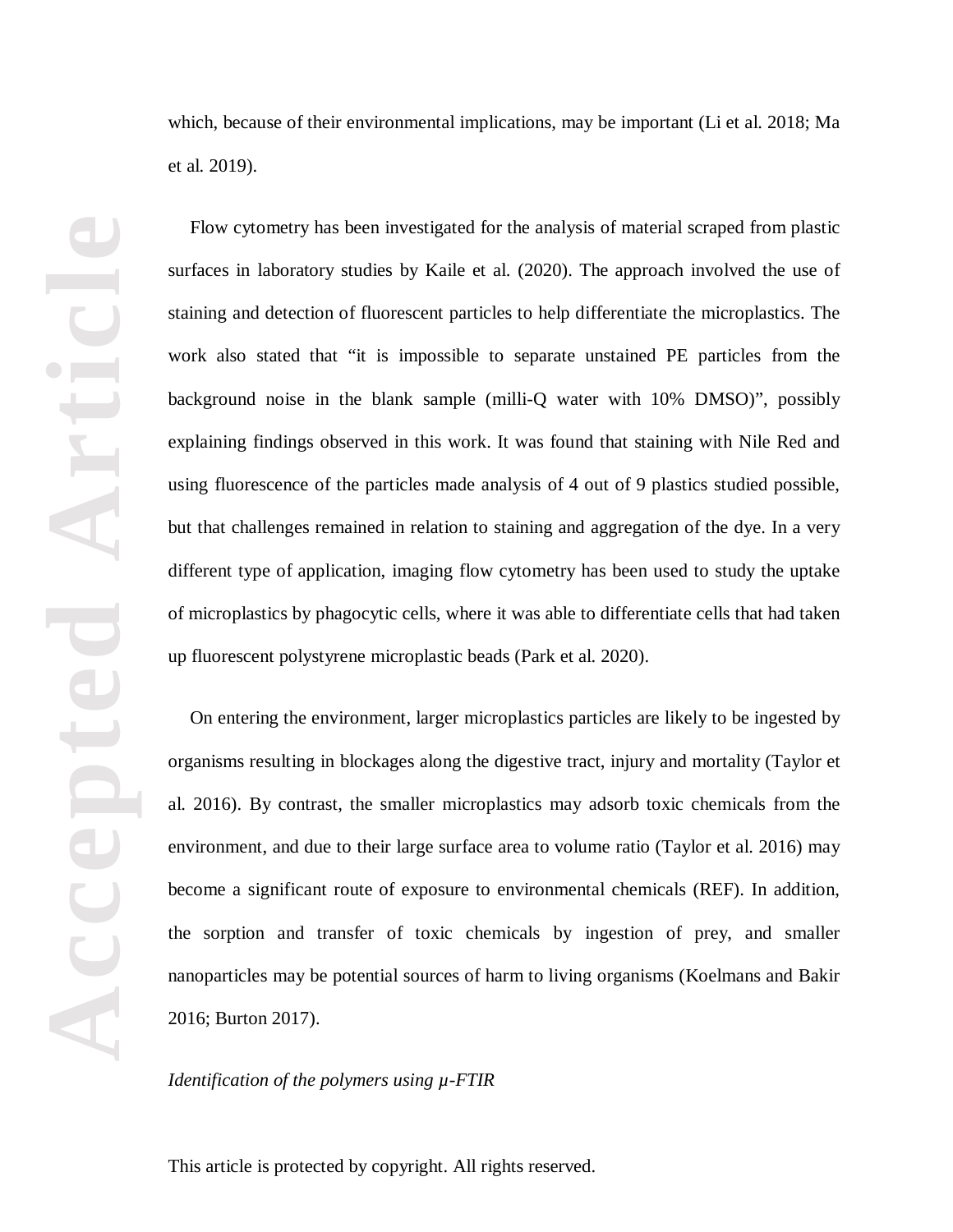which, because of their environmental implications, may be important (Li et al. 2018; Ma et al. 2019).

Flow cytometry has been investigated for the analysis of material scraped from plastic surfaces in laboratory studies by Kaile et al. (2020). The approach involved the use of staining and detection of fluorescent particles to help differentiate the microplastics. The work also stated that "it is impossible to separate unstained PE particles from the background noise in the blank sample (milli-Q water with 10% DMSO)", possibly explaining findings observed in this work. It was found that staining with Nile Red and using fluorescence of the particles made analysis of 4 out of 9 plastics studied possible, but that challenges remained in relation to staining and aggregation of the dye. In a very different type of application, imaging flow cytometry has been used to study the uptake of microplastics by phagocytic cells, where it was able to differentiate cells that had taken up fluorescent polystyrene microplastic beads (Park et al. 2020).

On entering the environment, larger microplastics particles are likely to be ingested by organisms resulting in blockages along the digestive tract, injury and mortality (Taylor et al. 2016). By contrast, the smaller microplastics may adsorb toxic chemicals from the environment, and due to their large surface area to volume ratio (Taylor et al. 2016) may become a significant route of exposure to environmental chemicals (REF). In addition, the sorption and transfer of toxic chemicals by ingestion of prey, and smaller nanoparticles may be potential sources of harm to living organisms (Koelmans and Bakir 2016; Burton 2017).

*Identification of the polymers using µ-FTIR*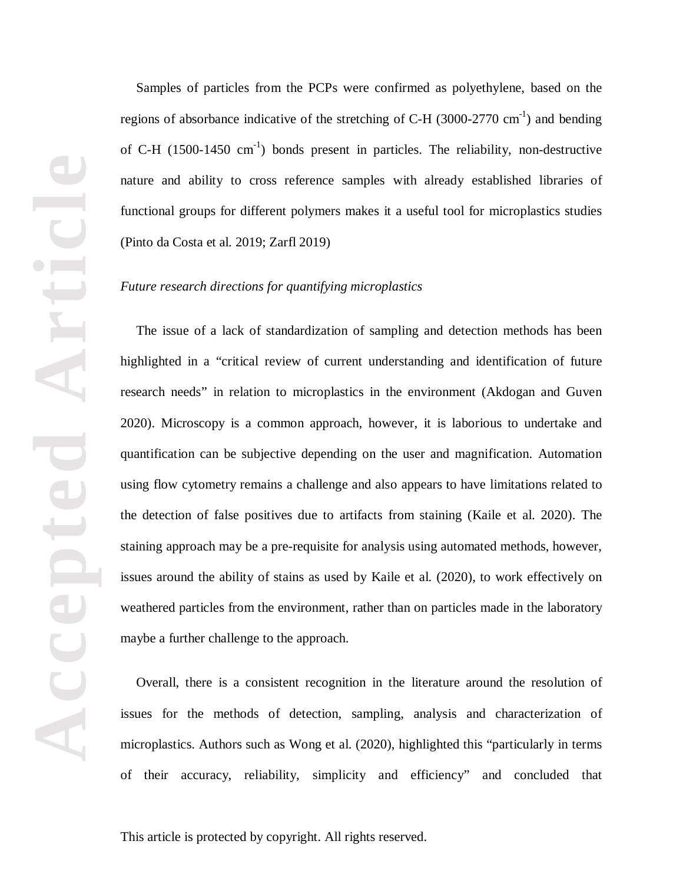Samples of particles from the PCPs were confirmed as polyethylene, based on the regions of absorbance indicative of the stretching of C-H (3000-2770 $cm^{-1}$) and bending of C-H (1500-1450 $cm^{-1}$) bonds present in particles. The reliability, non-destructive nature and ability to cross reference samples with already established libraries of functional groups for different polymers makes it a useful tool for microplastics studies (Pinto da Costa et al. 2019; Zarfl 2019)

*Future research directions for quantifying microplastics*

The issue of a lack of standardization of sampling and detection methods has been highlighted in a "critical review of current understanding and identification of future research needs" in relation to microplastics in the environment (Akdogan and Guven 2020). Microscopy is a common approach, however, it is laborious to undertake and quantification can be subjective depending on the user and magnification. Automation using flow cytometry remains a challenge and also appears to have limitations related to the detection of false positives due to artifacts from staining (Kaile et al. 2020). The staining approach may be a pre-requisite for analysis using automated methods, however, issues around the ability of stains as used by Kaile et al. (2020), to work effectively on weathered particles from the environment, rather than on particles made in the laboratory maybe a further challenge to the approach.

Overall, there is a consistent recognition in the literature around the resolution of issues for the methods of detection, sampling, analysis and characterization of microplastics. Authors such as Wong et al. (2020), highlighted this "particularly in terms of their accuracy, reliability, simplicity and efficiency" and concluded that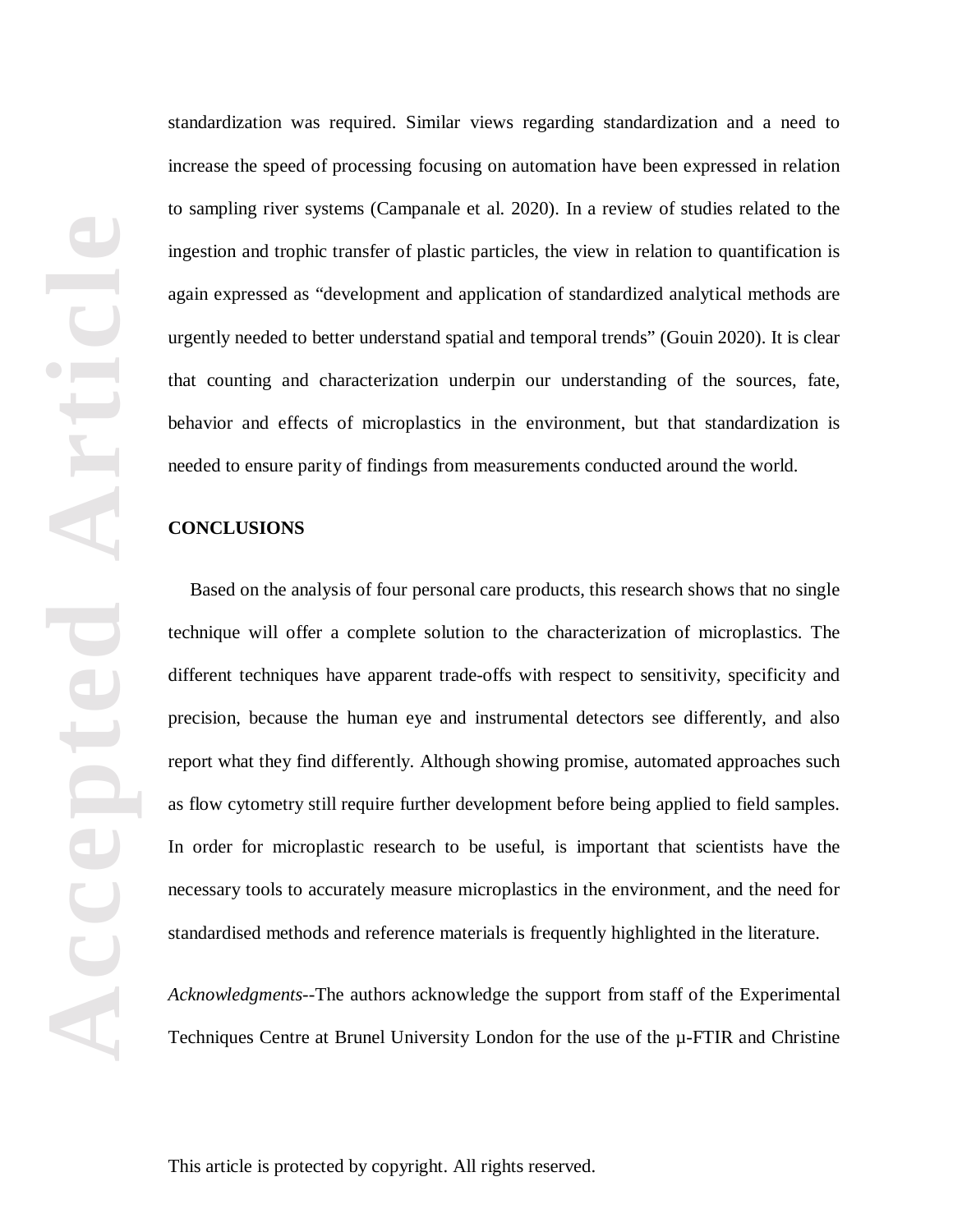standardization was required. Similar views regarding standardization and a need to increase the speed of processing focusing on automation have been expressed in relation to sampling river systems (Campanale et al. 2020). In a review of studies related to the ingestion and trophic transfer of plastic particles, the view in relation to quantification is again expressed as "development and application of standardized analytical methods are urgently needed to better understand spatial and temporal trends" (Gouin 2020). It is clear that counting and characterization underpin our understanding of the sources, fate, behavior and effects of microplastics in the environment, but that standardization is needed to ensure parity of findings from measurements conducted around the world.

## CONCLUSIONS

Based on the analysis of four personal care products, this research shows that no single technique will offer a complete solution to the characterization of microplastics. The different techniques have apparent trade-offs with respect to sensitivity, specificity and precision, because the human eye and instrumental detectors see differently, and also report what they find differently. Although showing promise, automated approaches such as flow cytometry still require further development before being applied to field samples. In order for microplastic research to be useful, is important that scientists have the necessary tools to accurately measure microplastics in the environment, and the need for standardised methods and reference materials is frequently highlighted in the literature.

*Acknowledgments*--The authors acknowledge the support from staff of the Experimental Techniques Centre at Brunel University London for the use of the μ-FTIR and Christine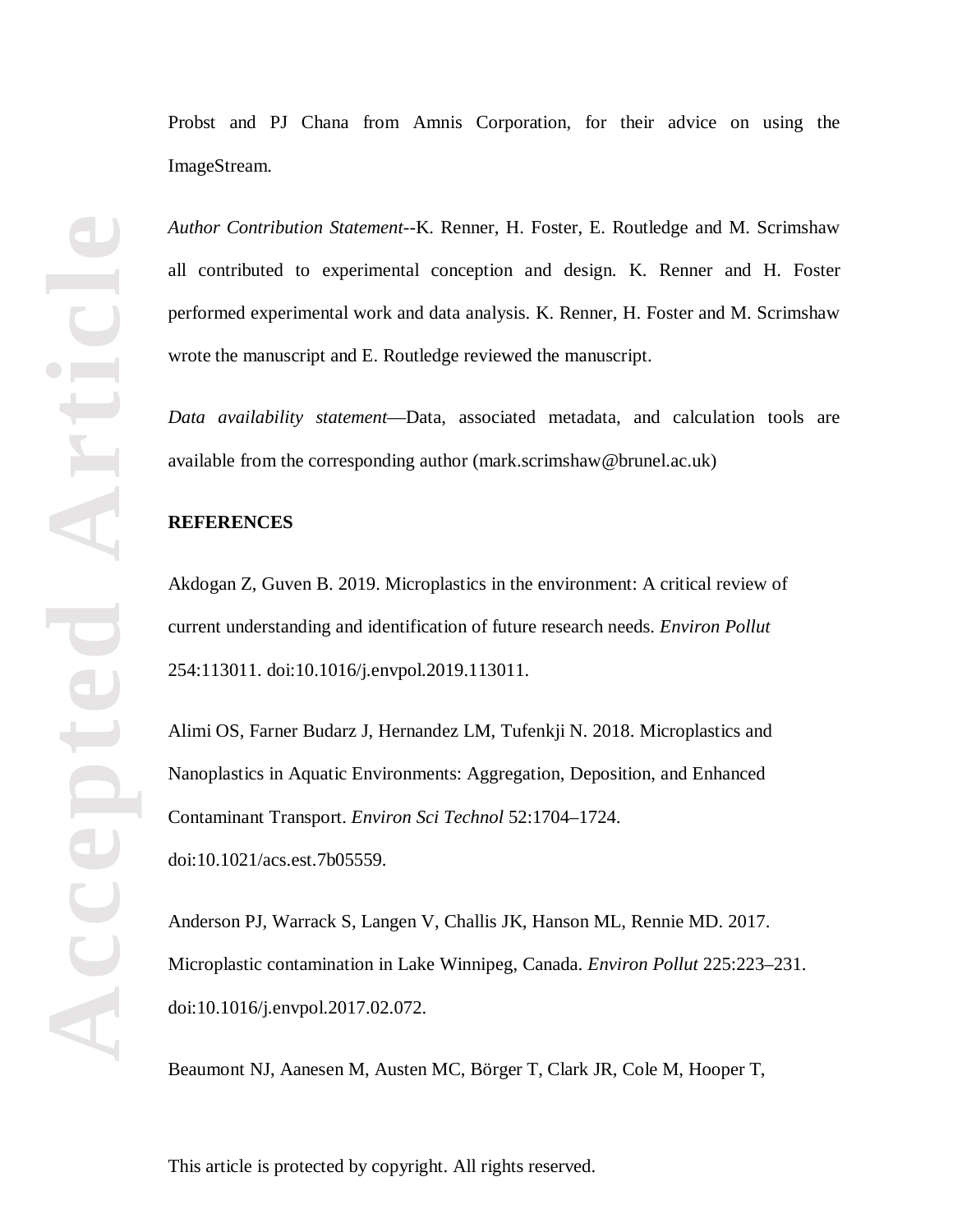Probst and PJ Chana from Amnis Corporation, for their advice on using the ImageStream.

*Author Contribution Statement*--K. Renner, H. Foster, E. Routledge and M. Scrimshaw all contributed to experimental conception and design. K. Renner and H. Foster performed experimental work and data analysis. K. Renner, H. Foster and M. Scrimshaw wrote the manuscript and E. Routledge reviewed the manuscript.

*Data availability statement*—Data, associated metadata, and calculation tools are available from the corresponding author (mark.scrimshaw@brunel.ac.uk)

**REFERENCES**

Akdogan Z, Guven B. 2019. Microplastics in the environment: A critical review of current understanding and identification of future research needs. *Environ Pollut* 254:113011. doi:10.1016/j.envpol.2019.113011.

Alimi OS, Farner Budarz J, Hernandez LM, Tufenkji N. 2018. Microplastics and Nanoplastics in Aquatic Environments: Aggregation, Deposition, and Enhanced Contaminant Transport. *Environ Sci Technol* 52:1704–1724. doi:10.1021/acs.est.7b05559.

Anderson PJ, Warrack S, Langen V, Challis JK, Hanson ML, Rennie MD. 2017. Microplastic contamination in Lake Winnipeg, Canada. *Environ Pollut* 225:223–231. doi:10.1016/j.envpol.2017.02.072.

Beaumont NJ, Aanesen M, Austen MC, Börger T, Clark JR, Cole M, Hooper T,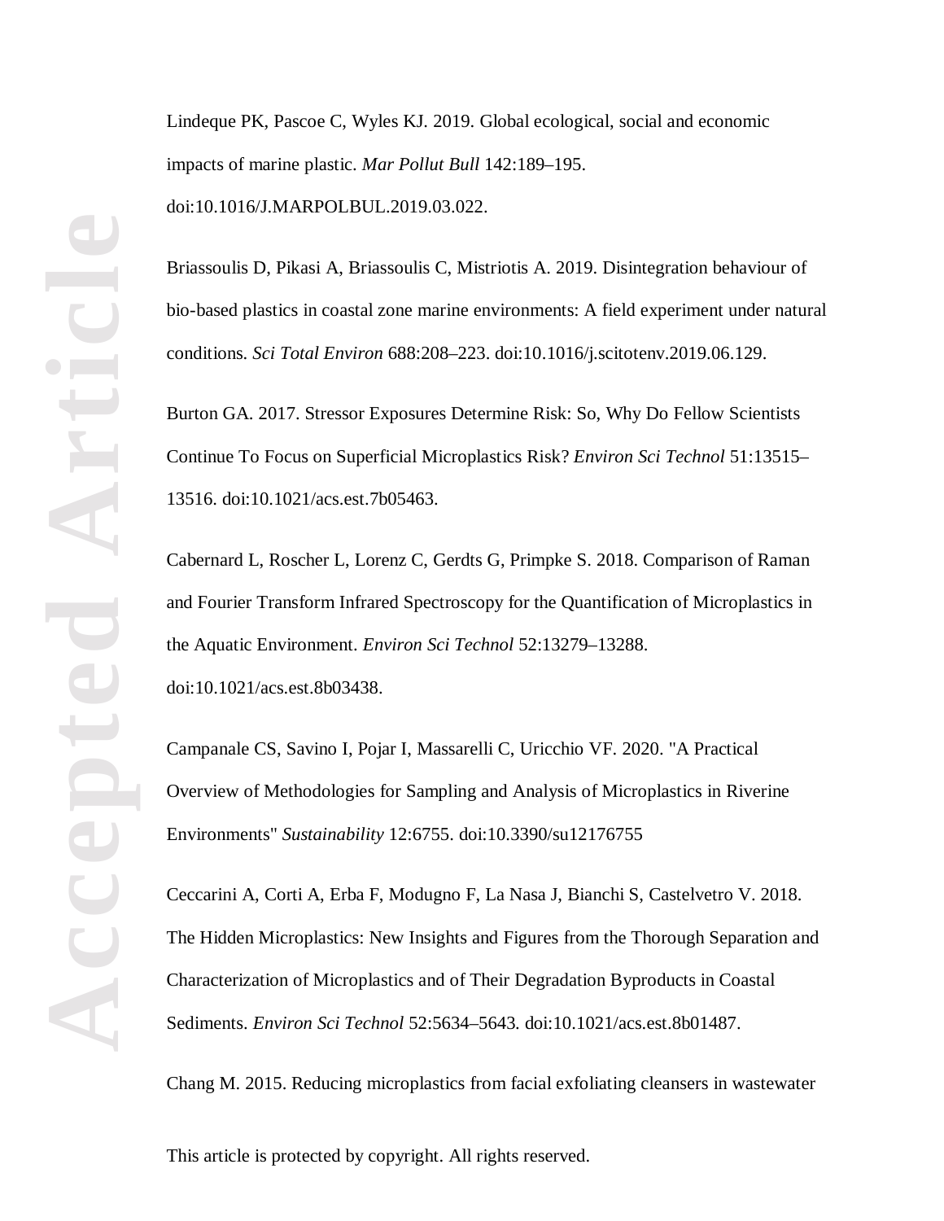Lindeque PK, Pascoe C, Wyles KJ. 2019. Global ecological, social and economic impacts of marine plastic. *Mar Pollut Bull* 142:189–195. doi:10.1016/J.MARPOLBUL.2019.03.022.

Briassoulis D, Pikasi A, Briassoulis C, Mistriotis A. 2019. Disintegration behaviour of bio-based plastics in coastal zone marine environments: A field experiment under natural conditions. *Sci Total Environ* 688:208–223. doi:10.1016/j.scitotenv.2019.06.129.

Burton GA. 2017. Stressor Exposures Determine Risk: So, Why Do Fellow Scientists Continue To Focus on Superficial Microplastics Risk? *Environ Sci Technol* 51:13515–13516. doi:10.1021/acs.est.7b05463.

Cabernard L, Roscher L, Lorenz C, Gerdts G, Primpke S. 2018. Comparison of Raman and Fourier Transform Infrared Spectroscopy for the Quantification of Microplastics in the Aquatic Environment. *Environ Sci Technol* 52:13279–13288. doi:10.1021/acs.est.8b03438.

Campanale CS, Savino I, Pojar I, Massarelli C, Uricchio VF. 2020. "A Practical Overview of Methodologies for Sampling and Analysis of Microplastics in Riverine Environments" *Sustainability* 12:6755. doi:10.3390/su12176755

Ceccarini A, Corti A, Erba F, Modugno F, La Nasa J, Bianchi S, Castelvetro V. 2018. The Hidden Microplastics: New Insights and Figures from the Thorough Separation and Characterization of Microplastics and of Their Degradation Byproducts in Coastal Sediments. *Environ Sci Technol* 52:5634–5643. doi:10.1021/acs.est.8b01487.

Chang M. 2015. Reducing microplastics from facial exfoliating cleansers in wastewater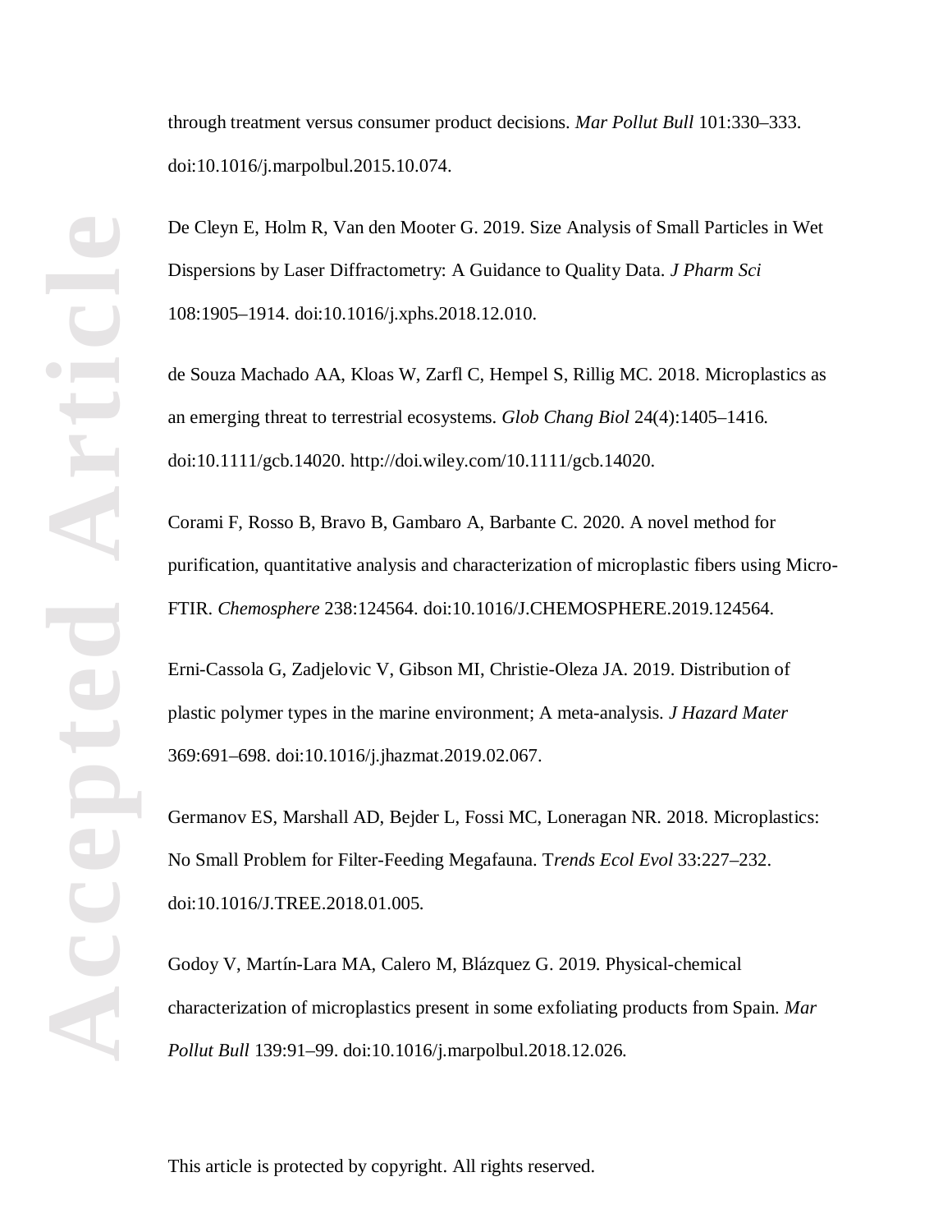through treatment versus consumer product decisions. *Mar Pollut Bull* 101:330–333. doi:10.1016/j.marpolbul.2015.10.074.

De Cleyn E, Holm R, Van den Mooter G. 2019. Size Analysis of Small Particles in Wet Dispersions by Laser Diffractometry: A Guidance to Quality Data. *J Pharm Sci* 108:1905–1914. doi:10.1016/j.xphs.2018.12.010.

de Souza Machado AA, Kloas W, Zarfl C, Hempel S, Rillig MC. 2018. Microplastics as an emerging threat to terrestrial ecosystems. *Glob Chang Biol* 24(4):1405–1416. doi:10.1111/gcb.14020. http://doi.wiley.com/10.1111/gcb.14020.

Corami F, Rosso B, Bravo B, Gambaro A, Barbante C. 2020. A novel method for purification, quantitative analysis and characterization of microplastic fibers using Micro-FTIR. *Chemosphere* 238:124564. doi:10.1016/J.CHEMOSPHERE.2019.124564.

Erni-Cassola G, Zadjelovic V, Gibson MI, Christie-Oleza JA. 2019. Distribution of plastic polymer types in the marine environment; A meta-analysis. *J Hazard Mater* 369:691–698. doi:10.1016/j.jhazmat.2019.02.067.

Germanov ES, Marshall AD, Bejder L, Fossi MC, Loneragan NR. 2018. Microplastics: No Small Problem for Filter-Feeding Megafauna. T*rends Ecol Evol* 33:227–232. doi:10.1016/J.TREE.2018.01.005.

Godoy V, Martín-Lara MA, Calero M, Blázquez G. 2019. Physical-chemical characterization of microplastics present in some exfoliating products from Spain. *Mar Pollut Bull* 139:91–99. doi:10.1016/j.marpolbul.2018.12.026.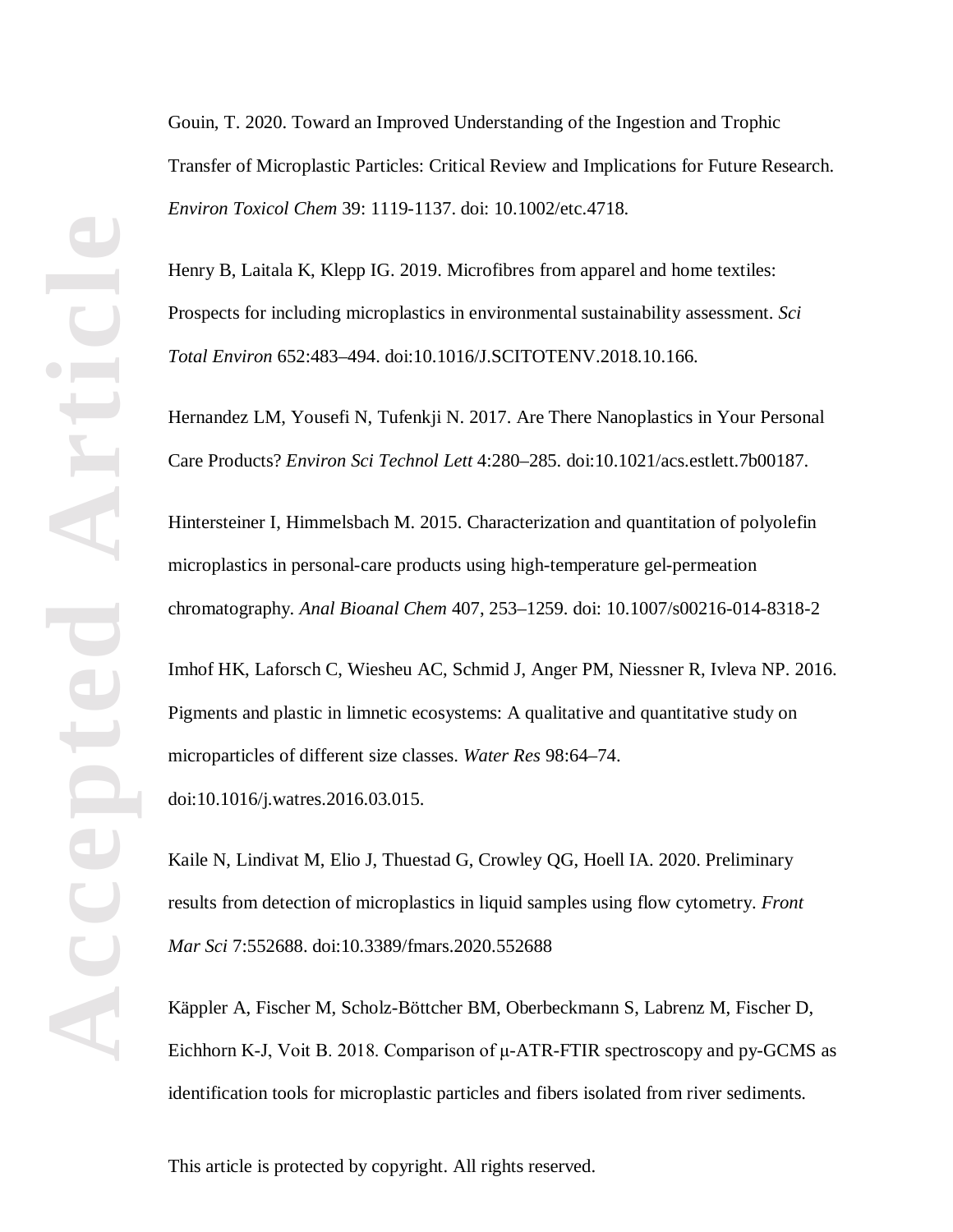Gouin, T. 2020. Toward an Improved Understanding of the Ingestion and Trophic Transfer of Microplastic Particles: Critical Review and Implications for Future Research. *Environ Toxicol Chem* 39: 1119-1137. doi: 10.1002/etc.4718.

Henry B, Laitala K, Klepp IG. 2019. Microfibres from apparel and home textiles: Prospects for including microplastics in environmental sustainability assessment. *Sci Total Environ* 652:483–494. doi:10.1016/J.SCITOTENV.2018.10.166.

Hernandez LM, Yousefi N, Tufenkji N. 2017. Are There Nanoplastics in Your Personal Care Products? *Environ Sci Technol Lett* 4:280–285. doi:10.1021/acs.estlett.7b00187.

Hintersteiner I, Himmelsbach M. 2015. Characterization and quantitation of polyolefin microplastics in personal-care products using high-temperature gel-permeation chromatography. *Anal Bioanal Chem* 407, 253–1259. doi: 10.1007/s00216-014-8318-2

Imhof HK, Laforsch C, Wiesheu AC, Schmid J, Anger PM, Niessner R, Ivleva NP. 2016. Pigments and plastic in limnetic ecosystems: A qualitative and quantitative study on microparticles of different size classes. *Water Res* 98:64–74. doi:10.1016/j.watres.2016.03.015.

Kaile N, Lindivat M, Elio J, Thuestad G, Crowley QG, Hoell IA. 2020. Preliminary results from detection of microplastics in liquid samples using flow cytometry. *Front Mar Sci* 7:552688. doi:10.3389/fmars.2020.552688

Käppler A, Fischer M, Scholz-Böttcher BM, Oberbeckmann S, Labrenz M, Fischer D, Eichhorn K-J, Voit B. 2018. Comparison of μ-ATR-FTIR spectroscopy and py-GCMS as identification tools for microplastic particles and fibers isolated from river sediments.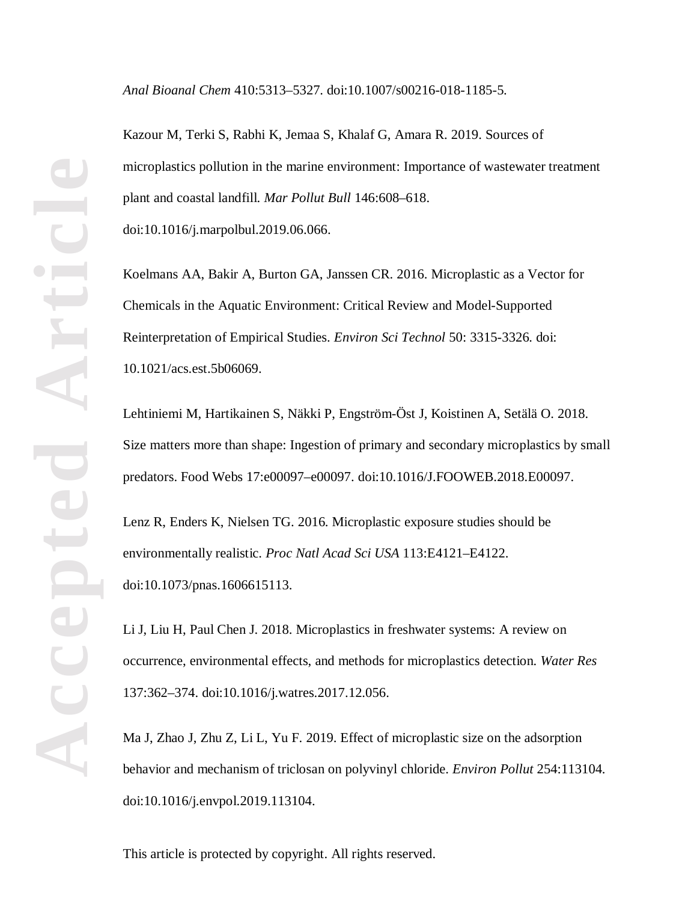*Anal Bioanal Chem* 410:5313–5327. doi:10.1007/s00216-018-1185-5.

Kazour M, Terki S, Rabhi K, Jemaa S, Khalaf G, Amara R. 2019. Sources of microplastics pollution in the marine environment: Importance of wastewater treatment plant and coastal landfill. *Mar Pollut Bull* 146:608–618. doi:10.1016/j.marpolbul.2019.06.066.

Koelmans AA, Bakir A, Burton GA, Janssen CR. 2016. Microplastic as a Vector for Chemicals in the Aquatic Environment: Critical Review and Model-Supported Reinterpretation of Empirical Studies. *Environ Sci Technol* 50: 3315-3326. doi: 10.1021/acs.est.5b06069.

Lehtiniemi M, Hartikainen S, Näkki P, Engström-Öst J, Koistinen A, Setälä O. 2018. Size matters more than shape: Ingestion of primary and secondary microplastics by small predators. Food Webs 17:e00097–e00097. doi:10.1016/J.FOOWEB.2018.E00097.

Lenz R, Enders K, Nielsen TG. 2016. Microplastic exposure studies should be environmentally realistic. *Proc Natl Acad Sci USA* 113:E4121–E4122. doi:10.1073/pnas.1606615113.

Li J, Liu H, Paul Chen J. 2018. Microplastics in freshwater systems: A review on occurrence, environmental effects, and methods for microplastics detection. *Water Res* 137:362–374. doi:10.1016/j.watres.2017.12.056.

Ma J, Zhao J, Zhu Z, Li L, Yu F. 2019. Effect of microplastic size on the adsorption behavior and mechanism of triclosan on polyvinyl chloride. *Environ Pollut* 254:113104. doi:10.1016/j.envpol.2019.113104.

This article is protected by copyright. All rights reserved.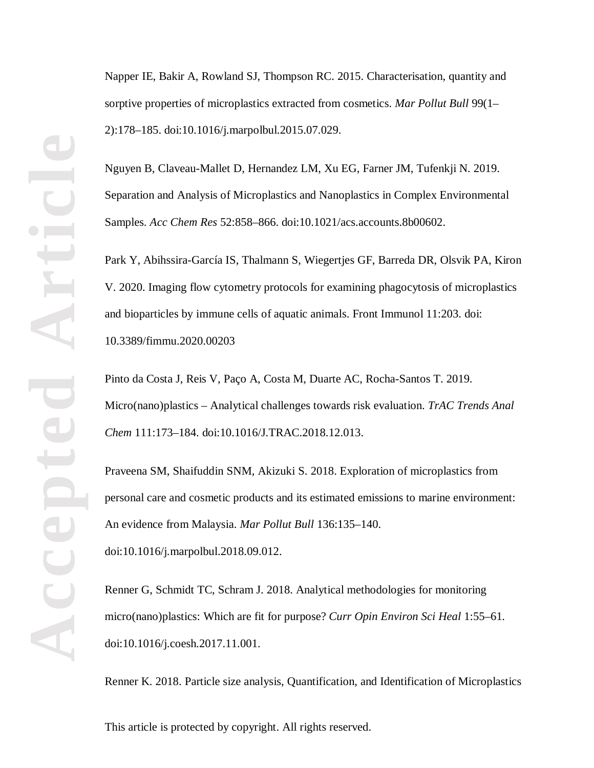Napper IE, Bakir A, Rowland SJ, Thompson RC. 2015. Characterisation, quantity and sorptive properties of microplastics extracted from cosmetics. *Mar Pollut Bull* 99(1–2):178–185. doi:10.1016/j.marpolbul.2015.07.029.

Nguyen B, Claveau-Mallet D, Hernandez LM, Xu EG, Farner JM, Tufenkji N. 2019. Separation and Analysis of Microplastics and Nanoplastics in Complex Environmental Samples. *Acc Chem Res* 52:858–866. doi:10.1021/acs.accounts.8b00602.

Park Y, Abihssira-García IS, Thalmann S, Wiegertjes GF, Barreda DR, Olsvik PA, Kiron V. 2020. Imaging flow cytometry protocols for examining phagocytosis of microplastics and bioparticles by immune cells of aquatic animals. Front Immunol 11:203. doi: 10.3389/fimmu.2020.00203

Pinto da Costa J, Reis V, Paço A, Costa M, Duarte AC, Rocha-Santos T. 2019. Micro(nano)plastics – Analytical challenges towards risk evaluation. *TrAC Trends Anal Chem* 111:173–184. doi:10.1016/J.TRAC.2018.12.013.

Praveena SM, Shaifuddin SNM, Akizuki S. 2018. Exploration of microplastics from personal care and cosmetic products and its estimated emissions to marine environment: An evidence from Malaysia. *Mar Pollut Bull* 136:135–140. doi:10.1016/j.marpolbul.2018.09.012.

Renner G, Schmidt TC, Schram J. 2018. Analytical methodologies for monitoring micro(nano)plastics: Which are fit for purpose? *Curr Opin Environ Sci Heal* 1:55–61. doi:10.1016/j.coesh.2017.11.001.

Renner K. 2018. Particle size analysis, Quantification, and Identification of Microplastics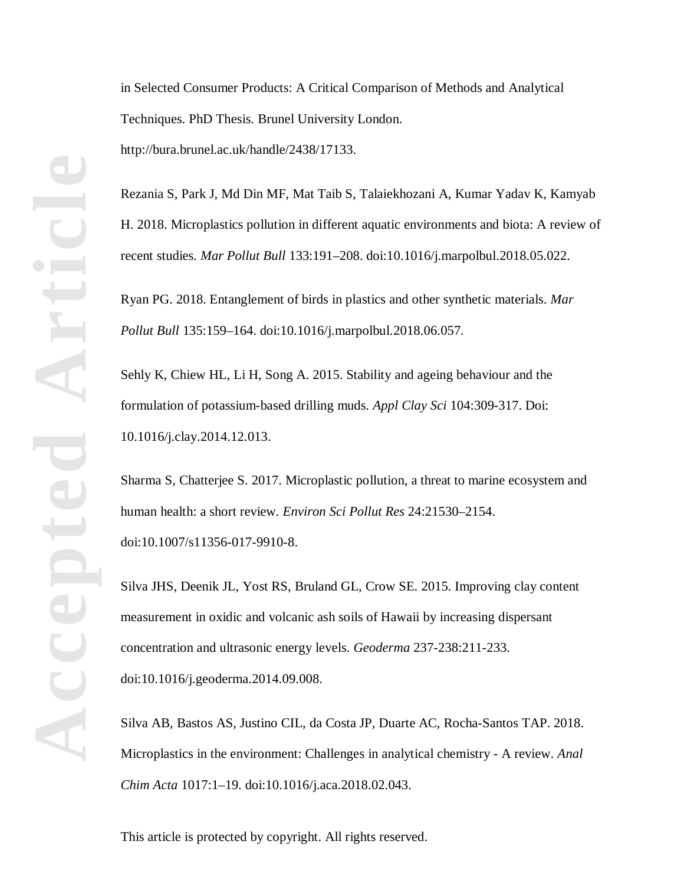in Selected Consumer Products: A Critical Comparison of Methods and Analytical Techniques. PhD Thesis. Brunel University London. http://bura.brunel.ac.uk/handle/2438/17133.

Rezania S, Park J, Md Din MF, Mat Taib S, Talaiekhozani A, Kumar Yadav K, Kamyab H. 2018. Microplastics pollution in different aquatic environments and biota: A review of recent studies. *Mar Pollut Bull* 133:191–208. doi:10.1016/j.marpolbul.2018.05.022.

Ryan PG. 2018. Entanglement of birds in plastics and other synthetic materials. *Mar Pollut Bull* 135:159–164. doi:10.1016/j.marpolbul.2018.06.057.

Sehly K, Chiew HL, Li H, Song A. 2015. Stability and ageing behaviour and the formulation of potassium-based drilling muds. *Appl Clay Sci* 104:309-317. Doi: 10.1016/j.clay.2014.12.013.

Sharma S, Chatterjee S. 2017. Microplastic pollution, a threat to marine ecosystem and human health: a short review. *Environ Sci Pollut Res* 24:21530–2154. doi:10.1007/s11356-017-9910-8.

Silva JHS, Deenik JL, Yost RS, Bruland GL, Crow SE. 2015. Improving clay content measurement in oxidic and volcanic ash soils of Hawaii by increasing dispersant concentration and ultrasonic energy levels. *Geoderma* 237-238:211-233. doi:10.1016/j.geoderma.2014.09.008.

Silva AB, Bastos AS, Justino CIL, da Costa JP, Duarte AC, Rocha-Santos TAP. 2018. Microplastics in the environment: Challenges in analytical chemistry - A review. *Anal Chim Acta* 1017:1–19. doi:10.1016/j.aca.2018.02.043.

This article is protected by copyright. All rights reserved.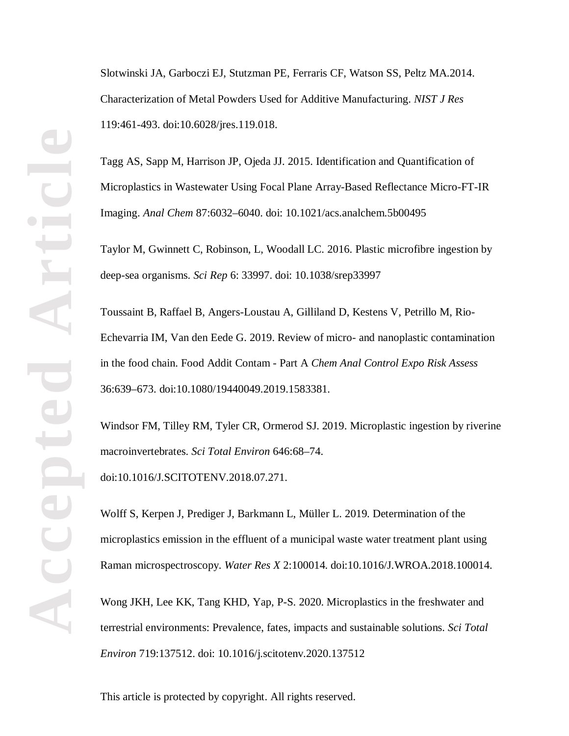Slotwinski JA, Garboczi EJ, Stutzman PE, Ferraris CF, Watson SS, Peltz MA.2014. Characterization of Metal Powders Used for Additive Manufacturing. *NIST J Res* 119:461-493. doi:10.6028/jres.119.018.

Tagg AS, Sapp M, Harrison JP, Ojeda JJ. 2015. Identification and Quantification of Microplastics in Wastewater Using Focal Plane Array-Based Reflectance Micro-FT-IR Imaging. *Anal Chem* 87:6032–6040. doi: 10.1021/acs.analchem.5b00495

Taylor M, Gwinnett C, Robinson, L, Woodall LC. 2016. Plastic microfibre ingestion by deep-sea organisms. *Sci Rep* 6: 33997. doi: 10.1038/srep33997

Toussaint B, Raffael B, Angers-Loustau A, Gilliland D, Kestens V, Petrillo M, Rio-Echevarria IM, Van den Eede G. 2019. Review of micro- and nanoplastic contamination in the food chain. Food Addit Contam - Part A *Chem Anal Control Expo Risk Assess* 36:639–673. doi:10.1080/19440049.2019.1583381.

Windsor FM, Tilley RM, Tyler CR, Ormerod SJ. 2019. Microplastic ingestion by riverine macroinvertebrates. *Sci Total Environ* 646:68–74. doi:10.1016/J.SCITOTENV.2018.07.271.

Wolff S, Kerpen J, Prediger J, Barkmann L, Müller L. 2019. Determination of the microplastics emission in the effluent of a municipal waste water treatment plant using Raman microspectroscopy. *Water Res X* 2:100014. doi:10.1016/J.WROA.2018.100014.

Wong JKH, Lee KK, Tang KHD, Yap, P-S. 2020. Microplastics in the freshwater and terrestrial environments: Prevalence, fates, impacts and sustainable solutions. *Sci Total Environ* 719:137512. doi: 10.1016/j.scitotenv.2020.137512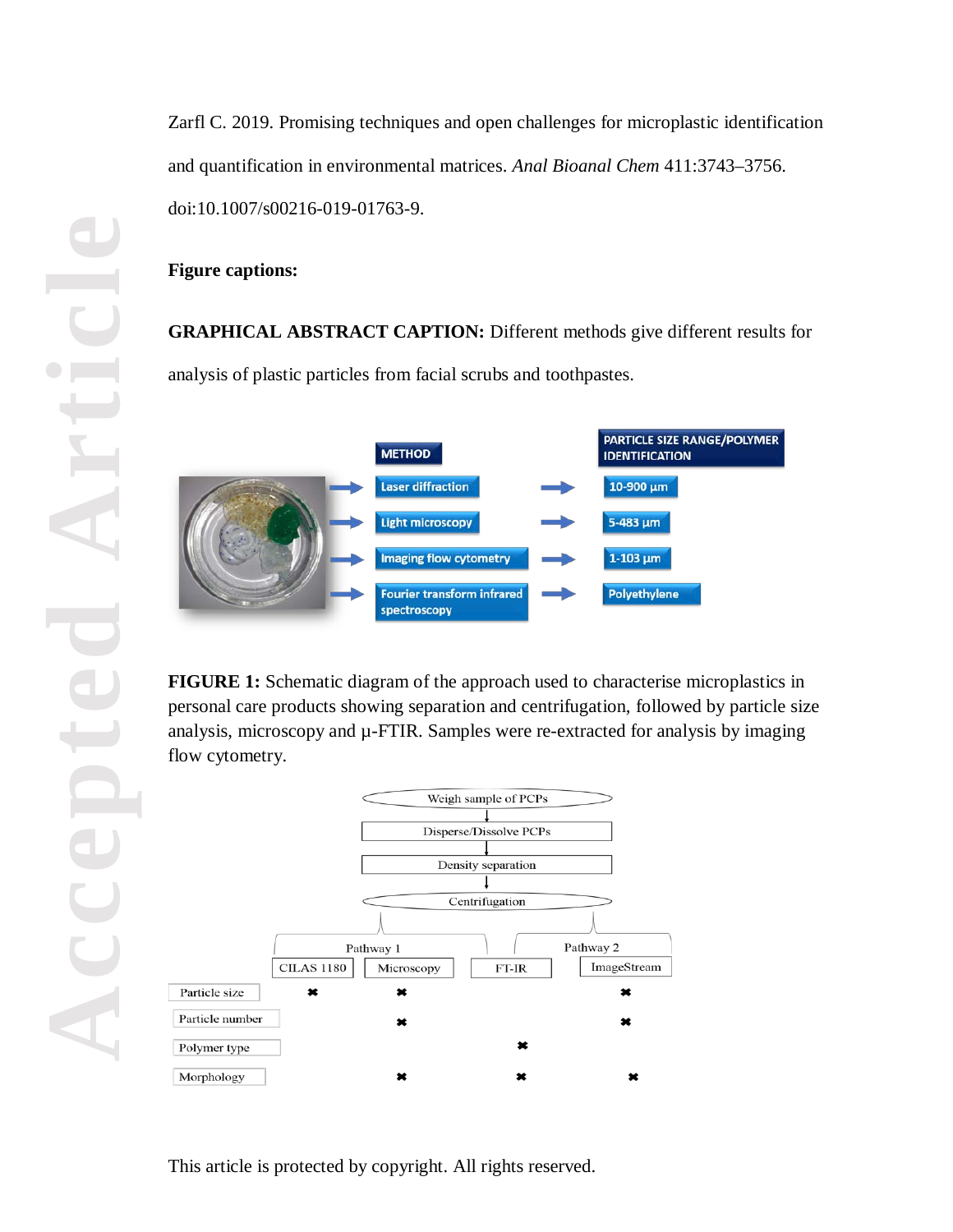Zarfl C. 2019. Promising techniques and open challenges for microplastic identification and quantification in environmental matrices. *Anal Bioanal Chem* 411:3743–3756. doi:10.1007/s00216-019-01763-9.

**Figure captions:**

**GRAPHICAL ABSTRACT CAPTION:** Different methods give different results for analysis of plastic particles from facial scrubs and toothpastes.

| METHOD | PARTICLE SIZE RANGE/POLYMER IDENTIFICATION |
|---|---|
| Laser diffraction | 10-900 µm |
| Light microscopy | 5-483 µm |
| Imaging flow cytometry | 1-103 µm |
| Fourier transform infrared spectroscopy | Polyethylene |

**FIGURE 1:** Schematic diagram of the approach used to characterise microplastics in personal care products showing separation and centrifugation, followed by particle size analysis, microscopy and µ-FTIR. Samples were re-extracted for analysis by imaging flow cytometry.

Weigh sample of PCPs → Disperse/Dissolve PCPs → Density separation → Centrifugation

| | Pathway 1 | | | Pathway 2 |
|---|---|---|---|---|
| | CILAS 1180 | Microscopy | FT-IR | ImageStream |
| Particle size | ✖ | ✖ | | ✖ |
| Particle number | | ✖ | | ✖ |
| Polymer type | | | ✖ | |
| Morphology | | ✖ | ✖ | ✖ |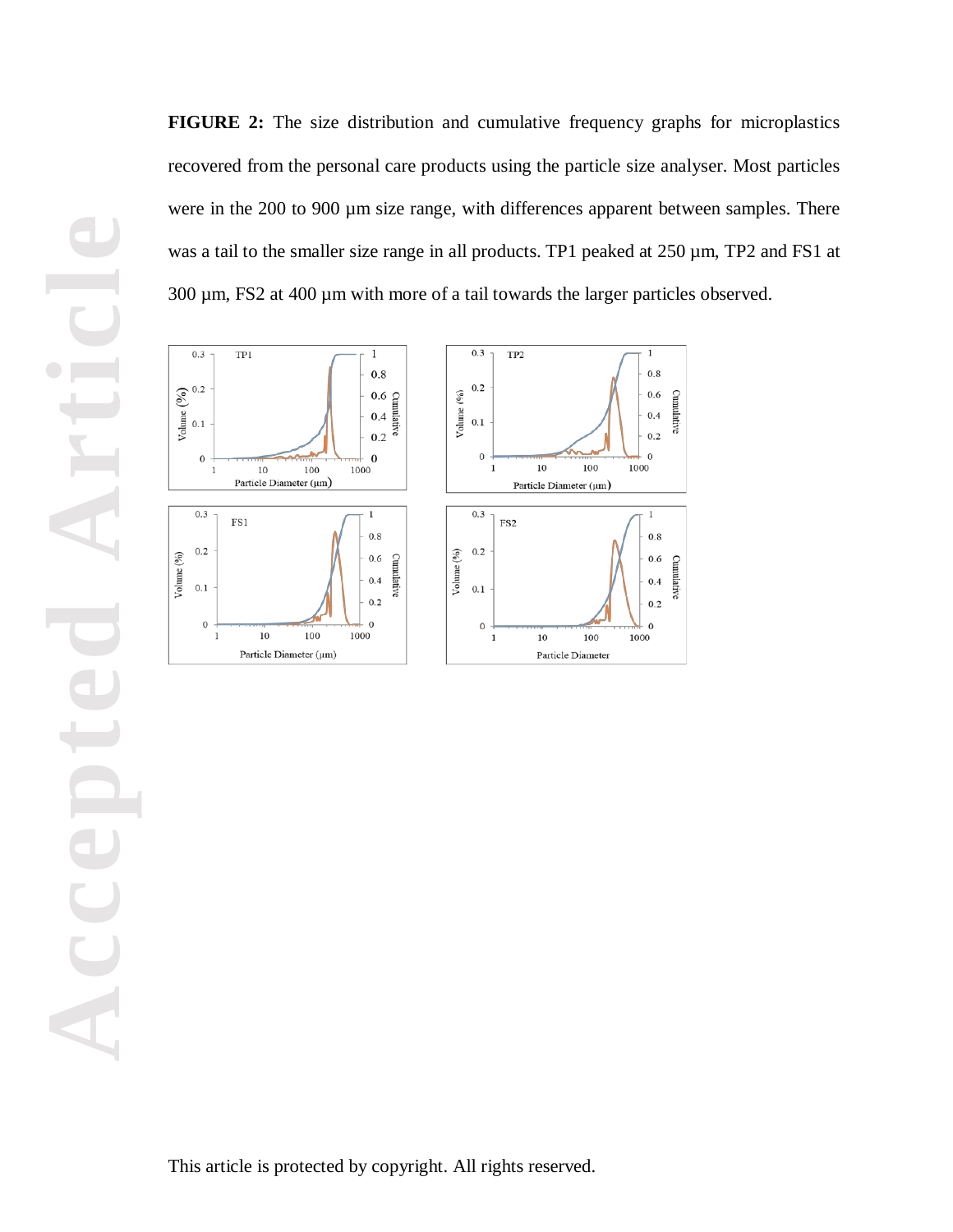**FIGURE 2:** The size distribution and cumulative frequency graphs for microplastics recovered from the personal care products using the particle size analyser. Most particles were in the 200 to 900 µm size range, with differences apparent between samples. There was a tail to the smaller size range in all products. TP1 peaked at 250 µm, TP2 and FS1 at 300 µm, FS2 at 400 µm with more of a tail towards the larger particles observed.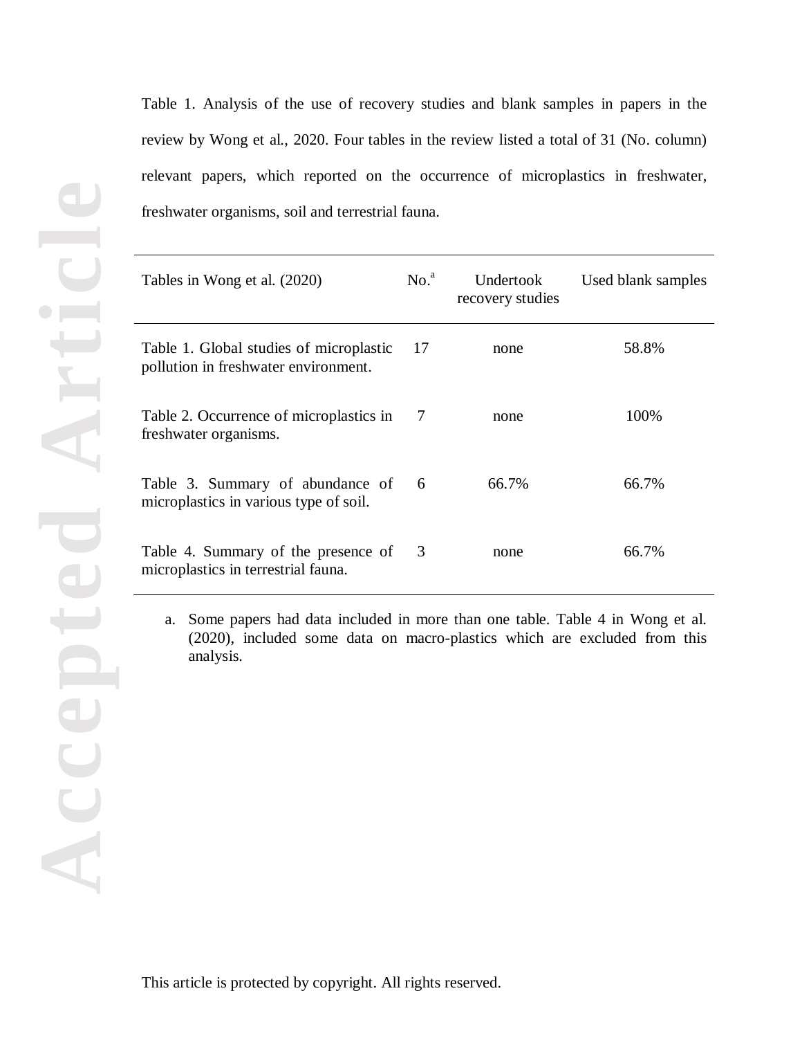Table 1. Analysis of the use of recovery studies and blank samples in papers in the review by Wong et al., 2020. Four tables in the review listed a total of 31 (No. column) relevant papers, which reported on the occurrence of microplastics in freshwater, freshwater organisms, soil and terrestrial fauna.

| Tables in Wong et al. (2020) | No.[a] | Undertook recovery studies | Used blank samples |
|---|---|---|---|
| Table 1. Global studies of microplastic pollution in freshwater environment. | 17 | none | 58.8% |
| Table 2. Occurrence of microplastics in freshwater organisms. | 7 | none | 100% |
| Table 3. Summary of abundance of microplastics in various type of soil. | 6 | 66.7% | 66.7% |
| Table 4. Summary of the presence of microplastics in terrestrial fauna. | 3 | none | 66.7% |

a. Some papers had data included in more than one table. Table 4 in Wong et al. (2020), included some data on macro-plastics which are excluded from this analysis.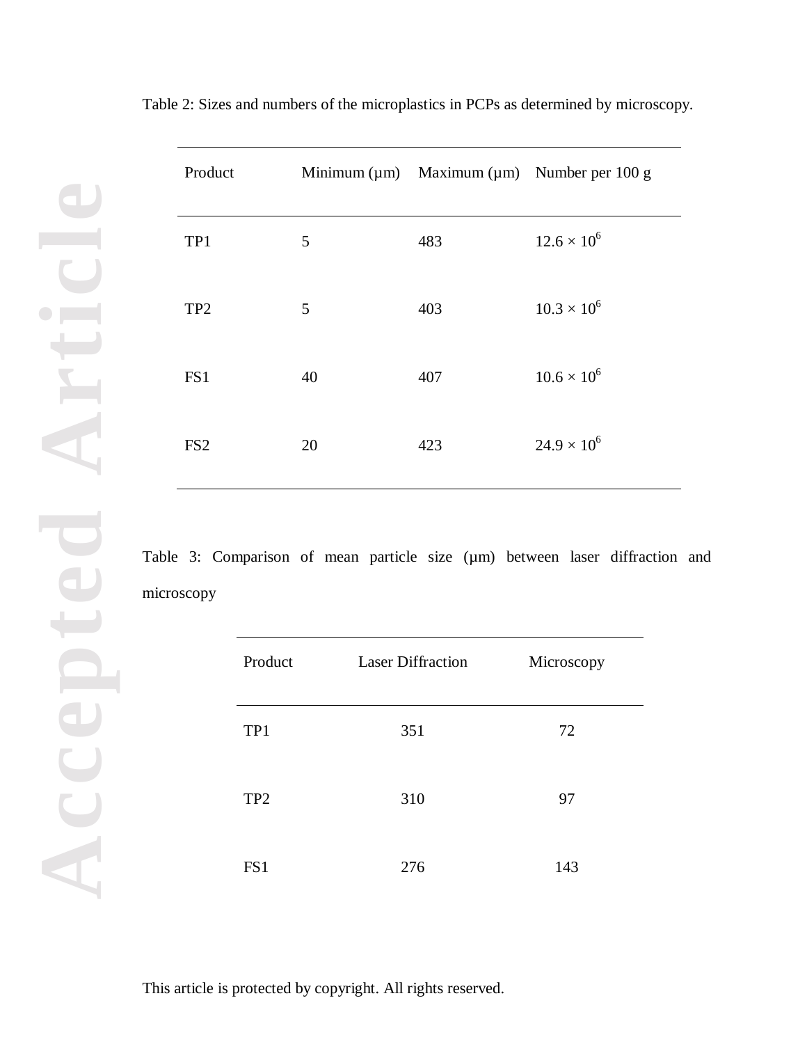Table 2: Sizes and numbers of the microplastics in PCPs as determined by microscopy.

| Product | Minimum (μm) | Maximum (μm) | Number per 100 g |
|---|---|---|---|
| TP1 | 5 | 483 | $12.6 \times 10^6$ |
| TP2 | 5 | 403 | $10.3 \times 10^6$ |
| FS1 | 40 | 407 | $10.6 \times 10^6$ |
| FS2 | 20 | 423 | $24.9 \times 10^6$ |

Table 3: Comparison of mean particle size (μm) between laser diffraction and microscopy

| Product | Laser Diffraction | Microscopy |
|---|---|---|
| TP1 | 351 | 72 |
| TP2 | 310 | 97 |
| FS1 | 276 | 143 |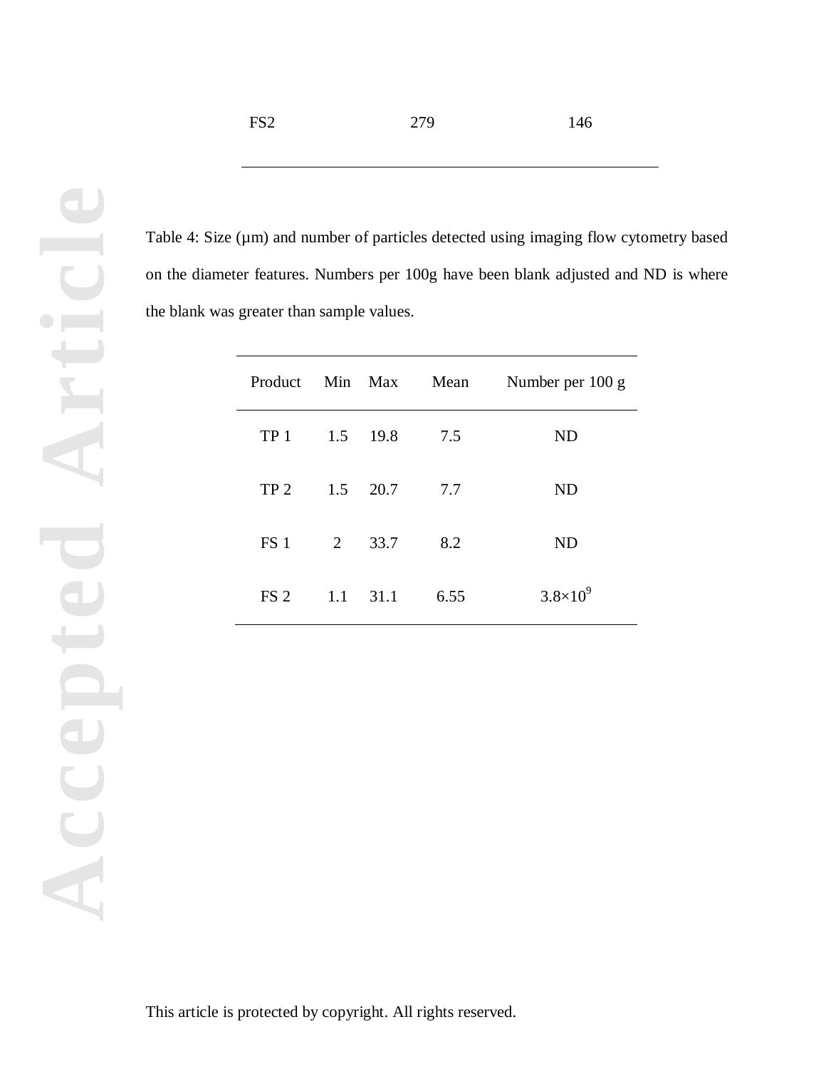| | | |
|---|---|---|
| FS2 | 279 | 146 |

Table 4: Size (μm) and number of particles detected using imaging flow cytometry based on the diameter features. Numbers per 100g have been blank adjusted and ND is where the blank was greater than sample values.

| Product | Min | Max | Mean | Number per 100 g |
|---|---|---|---|---|
| TP 1 | 1.5 | 19.8 | 7.5 | ND |
| TP 2 | 1.5 | 20.7 | 7.7 | ND |
| FS 1 | 2 | 33.7 | 8.2 | ND |
| FS 2 | 1.1 | 31.1 | 6.55 | $3.8\times10^{9}$ |